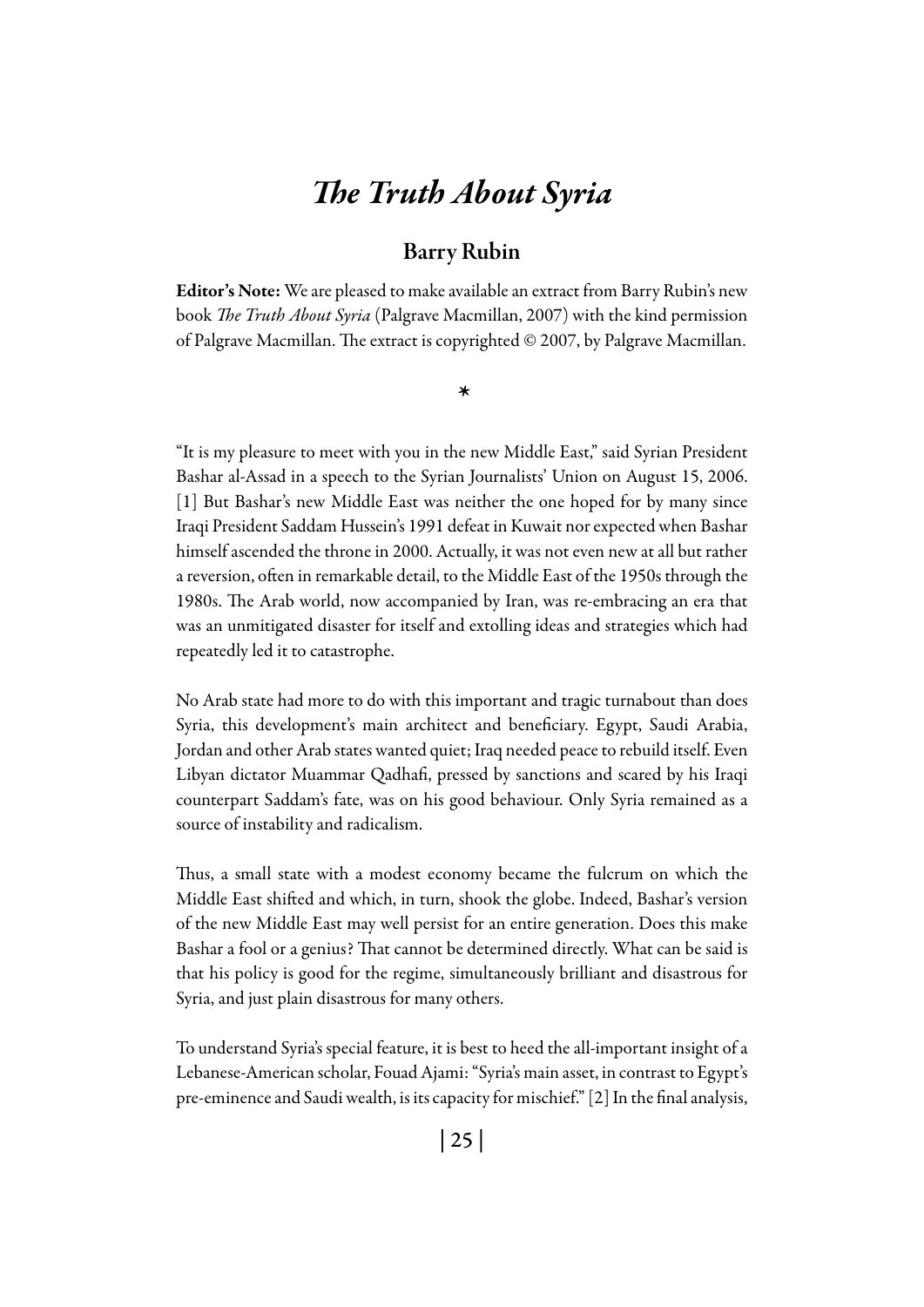# *The Truth About Syria*

## Barry Rubin

**Editor's Note:** We are pleased to make available an extract from Barry Rubin's new book *The Truth About Syria* (Palgrave Macmillan, 2007) with the kind permission of Palgrave Macmillan. The extract is copyrighted © 2007, by Palgrave Macmillan.

*

"It is my pleasure to meet with you in the new Middle East," said Syrian President Bashar al-Assad in a speech to the Syrian Journalists' Union on August 15, 2006. [1] But Bashar's new Middle East was neither the one hoped for by many since Iraqi President Saddam Hussein's 1991 defeat in Kuwait nor expected when Bashar himself ascended the throne in 2000. Actually, it was not even new at all but rather a reversion, often in remarkable detail, to the Middle East of the 1950s through the 1980s. The Arab world, now accompanied by Iran, was re-embracing an era that was an unmitigated disaster for itself and extolling ideas and strategies which had repeatedly led it to catastrophe.

No Arab state had more to do with this important and tragic turnabout than does Syria, this development's main architect and beneficiary. Egypt, Saudi Arabia, Jordan and other Arab states wanted quiet; Iraq needed peace to rebuild itself. Even Libyan dictator Muammar Qadhafi, pressed by sanctions and scared by his Iraqi counterpart Saddam's fate, was on his good behaviour. Only Syria remained as a source of instability and radicalism.

Thus, a small state with a modest economy became the fulcrum on which the Middle East shifted and which, in turn, shook the globe. Indeed, Bashar's version of the new Middle East may well persist for an entire generation. Does this make Bashar a fool or a genius? That cannot be determined directly. What can be said is that his policy is good for the regime, simultaneously brilliant and disastrous for Syria, and just plain disastrous for many others.

To understand Syria's special feature, it is best to heed the all-important insight of a Lebanese-American scholar, Fouad Ajami: "Syria's main asset, in contrast to Egypt's pre-eminence and Saudi wealth, is its capacity for mischief." [2] In the final analysis,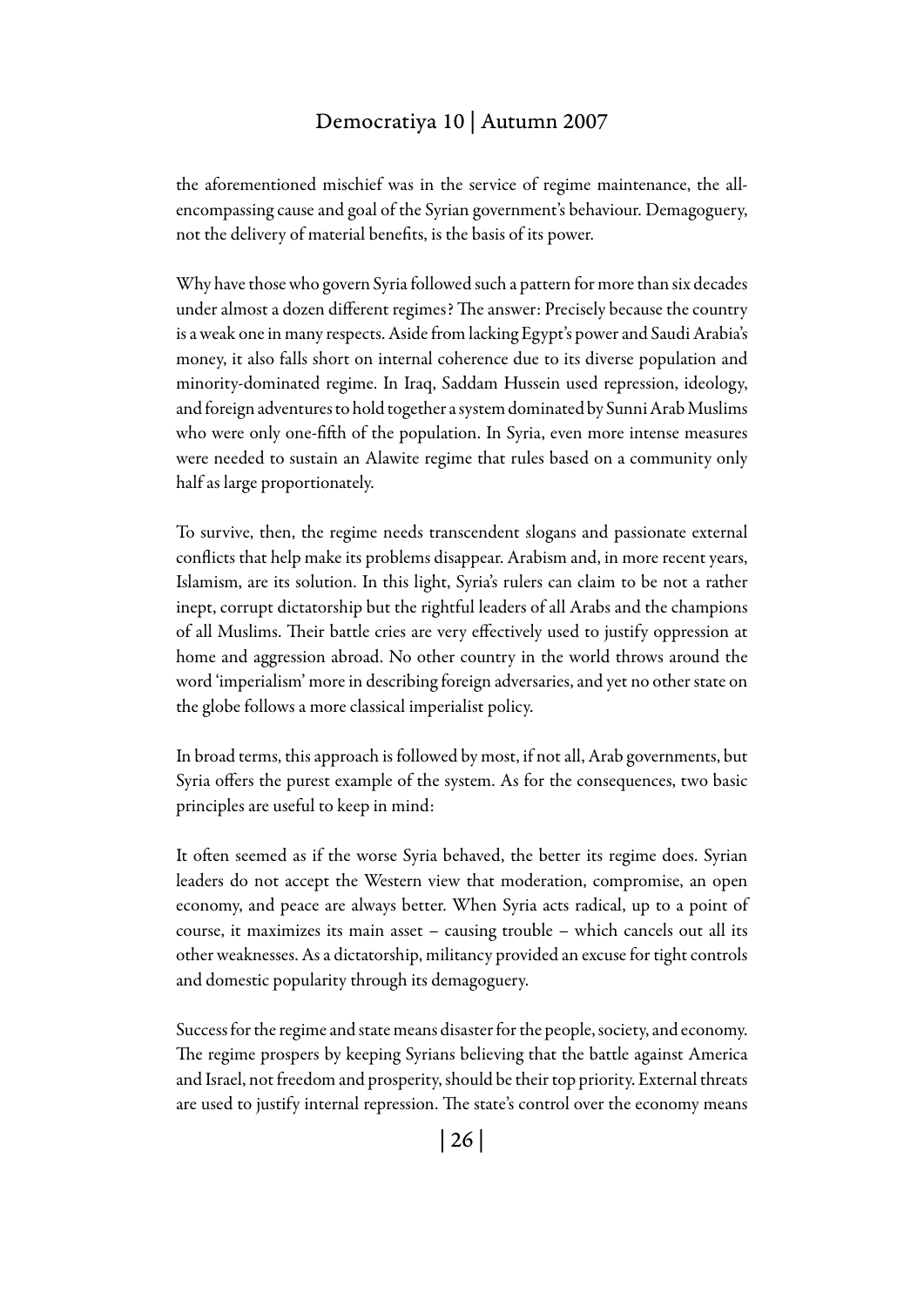the aforementioned mischief was in the service of regime maintenance, the all-encompassing cause and goal of the Syrian government's behaviour. Demagoguery, not the delivery of material benefits, is the basis of its power.

Why have those who govern Syria followed such a pattern for more than six decades under almost a dozen different regimes? The answer: Precisely because the country is a weak one in many respects. Aside from lacking Egypt's power and Saudi Arabia's money, it also falls short on internal coherence due to its diverse population and minority-dominated regime. In Iraq, Saddam Hussein used repression, ideology, and foreign adventures to hold together a system dominated by Sunni Arab Muslims who were only one-fifth of the population. In Syria, even more intense measures were needed to sustain an Alawite regime that rules based on a community only half as large proportionately.

To survive, then, the regime needs transcendent slogans and passionate external conflicts that help make its problems disappear. Arabism and, in more recent years, Islamism, are its solution. In this light, Syria's rulers can claim to be not a rather inept, corrupt dictatorship but the rightful leaders of all Arabs and the champions of all Muslims. Their battle cries are very effectively used to justify oppression at home and aggression abroad. No other country in the world throws around the word 'imperialism' more in describing foreign adversaries, and yet no other state on the globe follows a more classical imperialist policy.

In broad terms, this approach is followed by most, if not all, Arab governments, but Syria offers the purest example of the system. As for the consequences, two basic principles are useful to keep in mind:

It often seemed as if the worse Syria behaved, the better its regime does. Syrian leaders do not accept the Western view that moderation, compromise, an open economy, and peace are always better. When Syria acts radical, up to a point of course, it maximizes its main asset – causing trouble – which cancels out all its other weaknesses. As a dictatorship, militancy provided an excuse for tight controls and domestic popularity through its demagoguery.

Success for the regime and state means disaster for the people, society, and economy. The regime prospers by keeping Syrians believing that the battle against America and Israel, not freedom and prosperity, should be their top priority. External threats are used to justify internal repression. The state's control over the economy means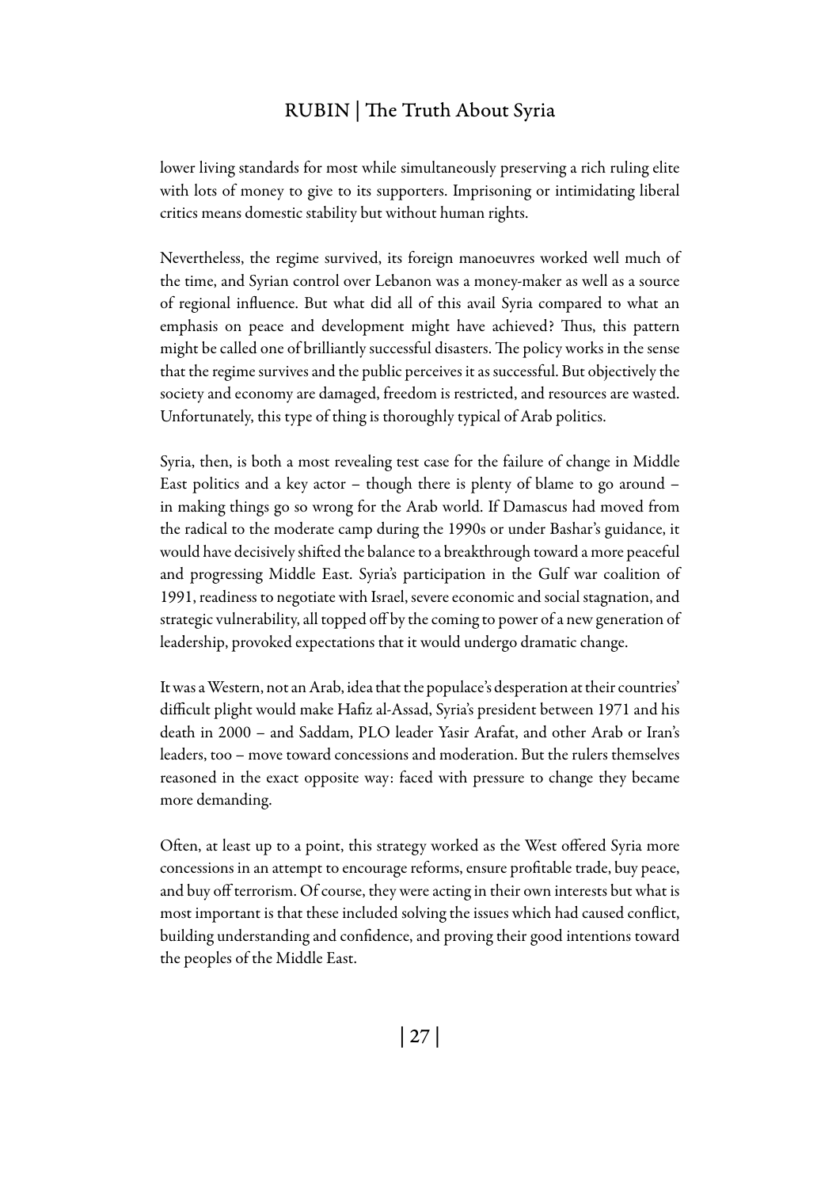lower living standards for most while simultaneously preserving a rich ruling elite with lots of money to give to its supporters. Imprisoning or intimidating liberal critics means domestic stability but without human rights.

Nevertheless, the regime survived, its foreign manoeuvres worked well much of the time, and Syrian control over Lebanon was a money-maker as well as a source of regional influence. But what did all of this avail Syria compared to what an emphasis on peace and development might have achieved? Thus, this pattern might be called one of brilliantly successful disasters. The policy works in the sense that the regime survives and the public perceives it as successful. But objectively the society and economy are damaged, freedom is restricted, and resources are wasted. Unfortunately, this type of thing is thoroughly typical of Arab politics.

Syria, then, is both a most revealing test case for the failure of change in Middle East politics and a key actor – though there is plenty of blame to go around – in making things go so wrong for the Arab world. If Damascus had moved from the radical to the moderate camp during the 1990s or under Bashar's guidance, it would have decisively shifted the balance to a breakthrough toward a more peaceful and progressing Middle East. Syria's participation in the Gulf war coalition of 1991, readiness to negotiate with Israel, severe economic and social stagnation, and strategic vulnerability, all topped off by the coming to power of a new generation of leadership, provoked expectations that it would undergo dramatic change.

It was a Western, not an Arab, idea that the populace's desperation at their countries' difficult plight would make Hafiz al-Assad, Syria's president between 1971 and his death in 2000 – and Saddam, PLO leader Yasir Arafat, and other Arab or Iran's leaders, too – move toward concessions and moderation. But the rulers themselves reasoned in the exact opposite way: faced with pressure to change they became more demanding.

Often, at least up to a point, this strategy worked as the West offered Syria more concessions in an attempt to encourage reforms, ensure profitable trade, buy peace, and buy off terrorism. Of course, they were acting in their own interests but what is most important is that these included solving the issues which had caused conflict, building understanding and confidence, and proving their good intentions toward the peoples of the Middle East.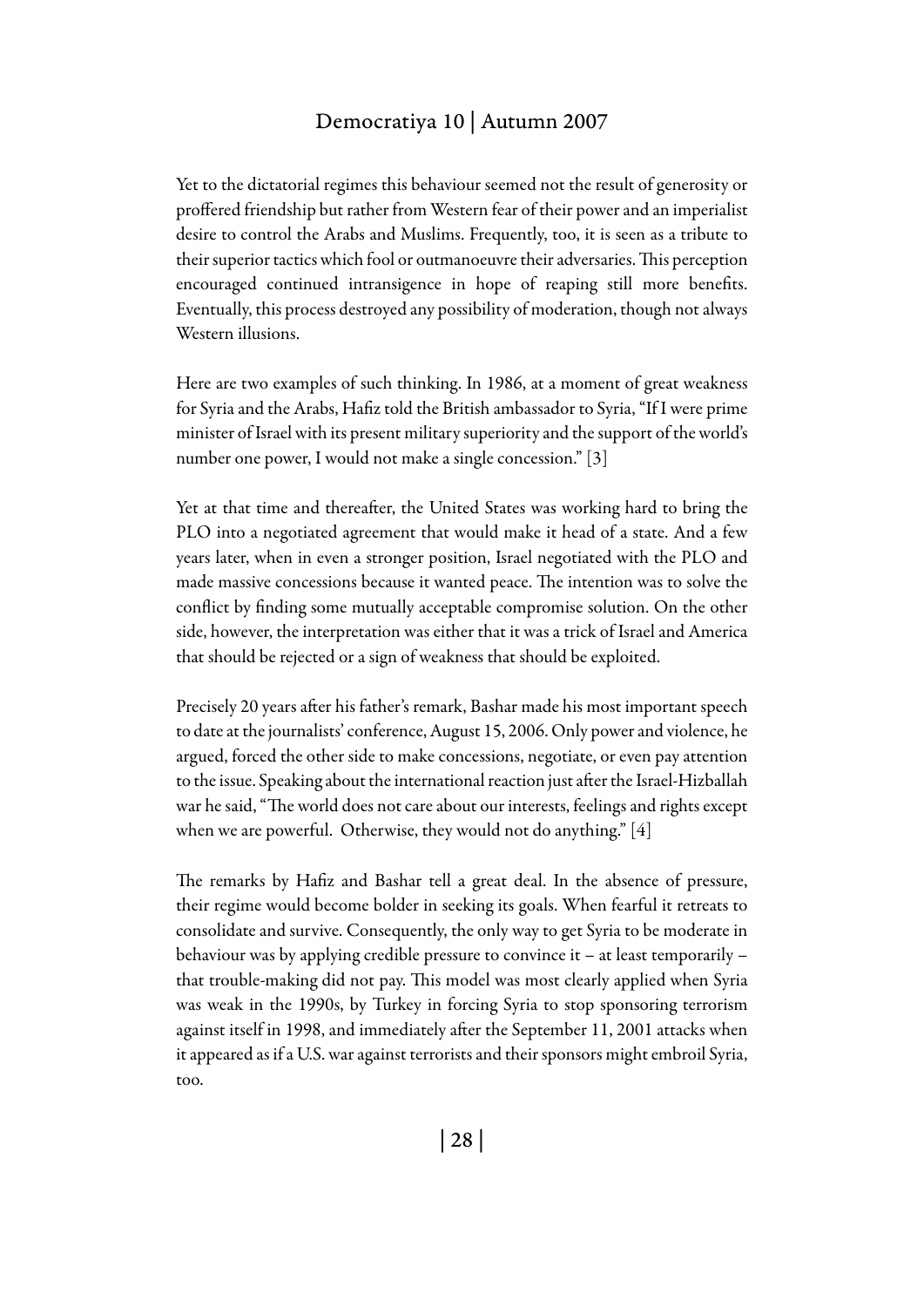Yet to the dictatorial regimes this behaviour seemed not the result of generosity or proffered friendship but rather from Western fear of their power and an imperialist desire to control the Arabs and Muslims. Frequently, too, it is seen as a tribute to their superior tactics which fool or outmanoeuvre their adversaries. This perception encouraged continued intransigence in hope of reaping still more benefits. Eventually, this process destroyed any possibility of moderation, though not always Western illusions.

Here are two examples of such thinking. In 1986, at a moment of great weakness for Syria and the Arabs, Hafiz told the British ambassador to Syria, "If I were prime minister of Israel with its present military superiority and the support of the world's number one power, I would not make a single concession." [3]

Yet at that time and thereafter, the United States was working hard to bring the PLO into a negotiated agreement that would make it head of a state. And a few years later, when in even a stronger position, Israel negotiated with the PLO and made massive concessions because it wanted peace. The intention was to solve the conflict by finding some mutually acceptable compromise solution. On the other side, however, the interpretation was either that it was a trick of Israel and America that should be rejected or a sign of weakness that should be exploited.

Precisely 20 years after his father's remark, Bashar made his most important speech to date at the journalists' conference, August 15, 2006. Only power and violence, he argued, forced the other side to make concessions, negotiate, or even pay attention to the issue. Speaking about the international reaction just after the Israel-Hizballah war he said, "The world does not care about our interests, feelings and rights except when we are powerful. Otherwise, they would not do anything." [4]

The remarks by Hafiz and Bashar tell a great deal. In the absence of pressure, their regime would become bolder in seeking its goals. When fearful it retreats to consolidate and survive. Consequently, the only way to get Syria to be moderate in behaviour was by applying credible pressure to convince it – at least temporarily – that trouble-making did not pay. This model was most clearly applied when Syria was weak in the 1990s, by Turkey in forcing Syria to stop sponsoring terrorism against itself in 1998, and immediately after the September 11, 2001 attacks when it appeared as if a U.S. war against terrorists and their sponsors might embroil Syria, too.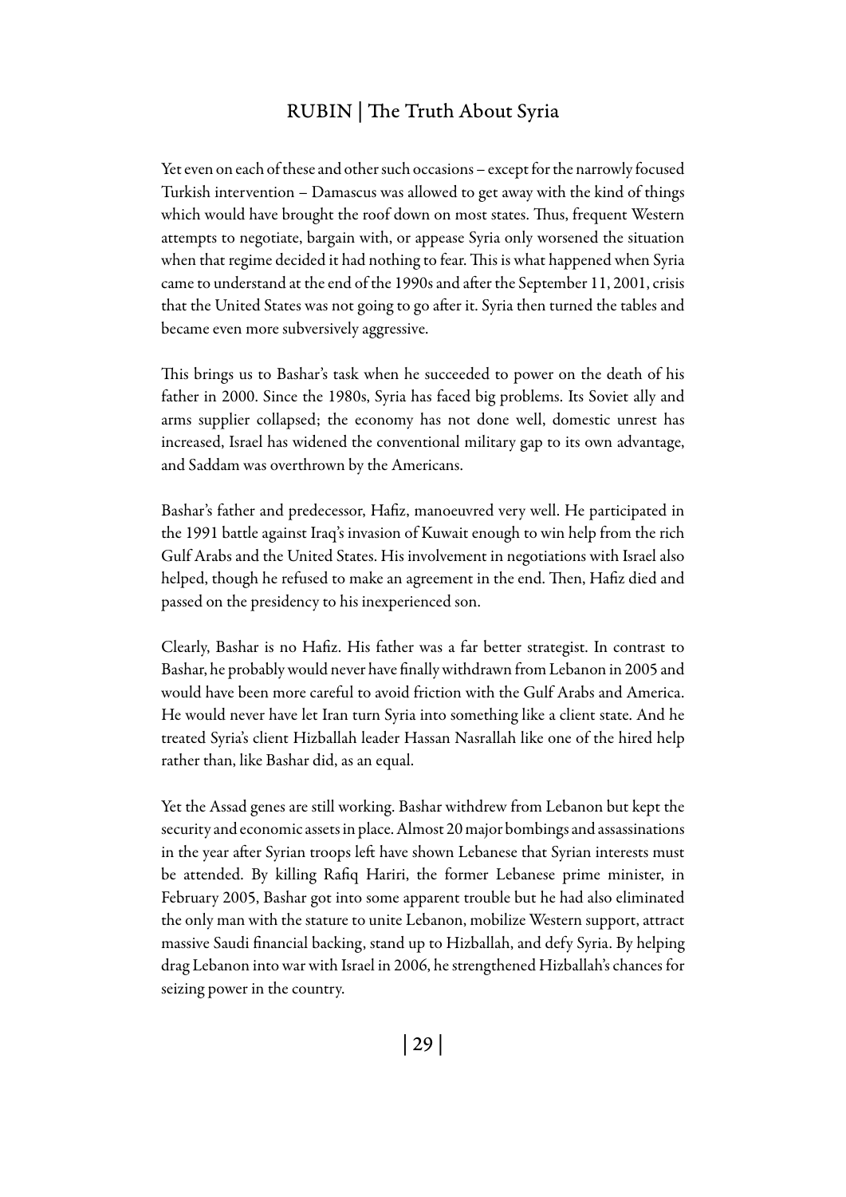Yet even on each of these and other such occasions – except for the narrowly focused Turkish intervention – Damascus was allowed to get away with the kind of things which would have brought the roof down on most states. Thus, frequent Western attempts to negotiate, bargain with, or appease Syria only worsened the situation when that regime decided it had nothing to fear. This is what happened when Syria came to understand at the end of the 1990s and after the September 11, 2001, crisis that the United States was not going to go after it. Syria then turned the tables and became even more subversively aggressive.

This brings us to Bashar's task when he succeeded to power on the death of his father in 2000. Since the 1980s, Syria has faced big problems. Its Soviet ally and arms supplier collapsed; the economy has not done well, domestic unrest has increased, Israel has widened the conventional military gap to its own advantage, and Saddam was overthrown by the Americans.

Bashar's father and predecessor, Hafiz, manoeuvred very well. He participated in the 1991 battle against Iraq's invasion of Kuwait enough to win help from the rich Gulf Arabs and the United States. His involvement in negotiations with Israel also helped, though he refused to make an agreement in the end. Then, Hafiz died and passed on the presidency to his inexperienced son.

Clearly, Bashar is no Hafiz. His father was a far better strategist. In contrast to Bashar, he probably would never have finally withdrawn from Lebanon in 2005 and would have been more careful to avoid friction with the Gulf Arabs and America. He would never have let Iran turn Syria into something like a client state. And he treated Syria's client Hizballah leader Hassan Nasrallah like one of the hired help rather than, like Bashar did, as an equal.

Yet the Assad genes are still working. Bashar withdrew from Lebanon but kept the security and economic assets in place. Almost 20 major bombings and assassinations in the year after Syrian troops left have shown Lebanese that Syrian interests must be attended. By killing Rafiq Hariri, the former Lebanese prime minister, in February 2005, Bashar got into some apparent trouble but he had also eliminated the only man with the stature to unite Lebanon, mobilize Western support, attract massive Saudi financial backing, stand up to Hizballah, and defy Syria. By helping drag Lebanon into war with Israel in 2006, he strengthened Hizballah's chances for seizing power in the country.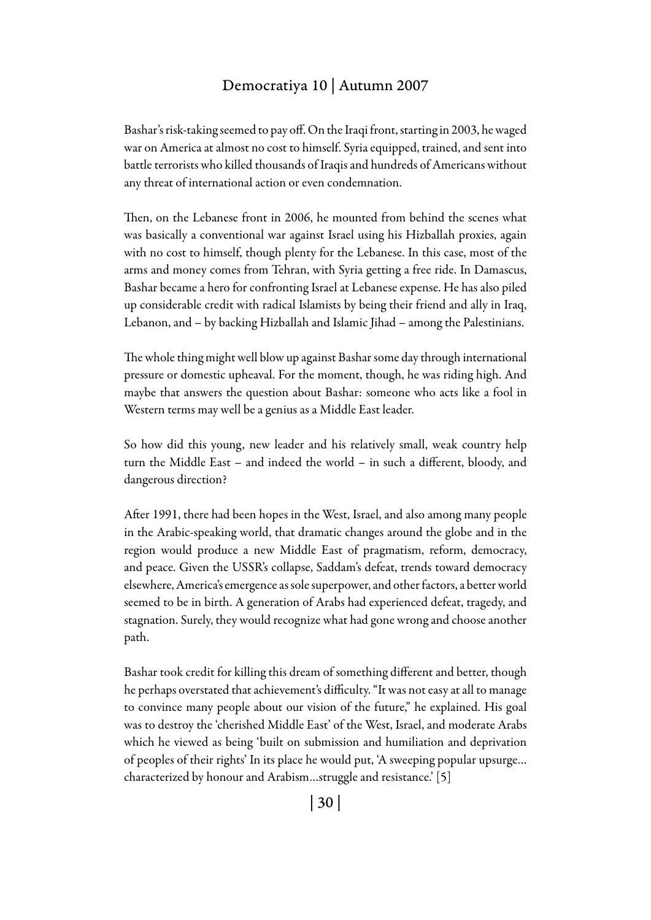Bashar's risk-taking seemed to pay off. On the Iraqi front, starting in 2003, he waged war on America at almost no cost to himself. Syria equipped, trained, and sent into battle terrorists who killed thousands of Iraqis and hundreds of Americans without any threat of international action or even condemnation.

Then, on the Lebanese front in 2006, he mounted from behind the scenes what was basically a conventional war against Israel using his Hizballah proxies, again with no cost to himself, though plenty for the Lebanese. In this case, most of the arms and money comes from Tehran, with Syria getting a free ride. In Damascus, Bashar became a hero for confronting Israel at Lebanese expense. He has also piled up considerable credit with radical Islamists by being their friend and ally in Iraq, Lebanon, and – by backing Hizballah and Islamic Jihad – among the Palestinians.

The whole thing might well blow up against Bashar some day through international pressure or domestic upheaval. For the moment, though, he was riding high. And maybe that answers the question about Bashar: someone who acts like a fool in Western terms may well be a genius as a Middle East leader.

So how did this young, new leader and his relatively small, weak country help turn the Middle East – and indeed the world – in such a different, bloody, and dangerous direction?

After 1991, there had been hopes in the West, Israel, and also among many people in the Arabic-speaking world, that dramatic changes around the globe and in the region would produce a new Middle East of pragmatism, reform, democracy, and peace. Given the USSR's collapse, Saddam's defeat, trends toward democracy elsewhere, America's emergence as sole superpower, and other factors, a better world seemed to be in birth. A generation of Arabs had experienced defeat, tragedy, and stagnation. Surely, they would recognize what had gone wrong and choose another path.

Bashar took credit for killing this dream of something different and better, though he perhaps overstated that achievement's difficulty. "It was not easy at all to manage to convince many people about our vision of the future," he explained. His goal was to destroy the 'cherished Middle East' of the West, Israel, and moderate Arabs which he viewed as being 'built on submission and humiliation and deprivation of peoples of their rights' In its place he would put, 'A sweeping popular upsurge... characterized by honour and Arabism...struggle and resistance.' [5]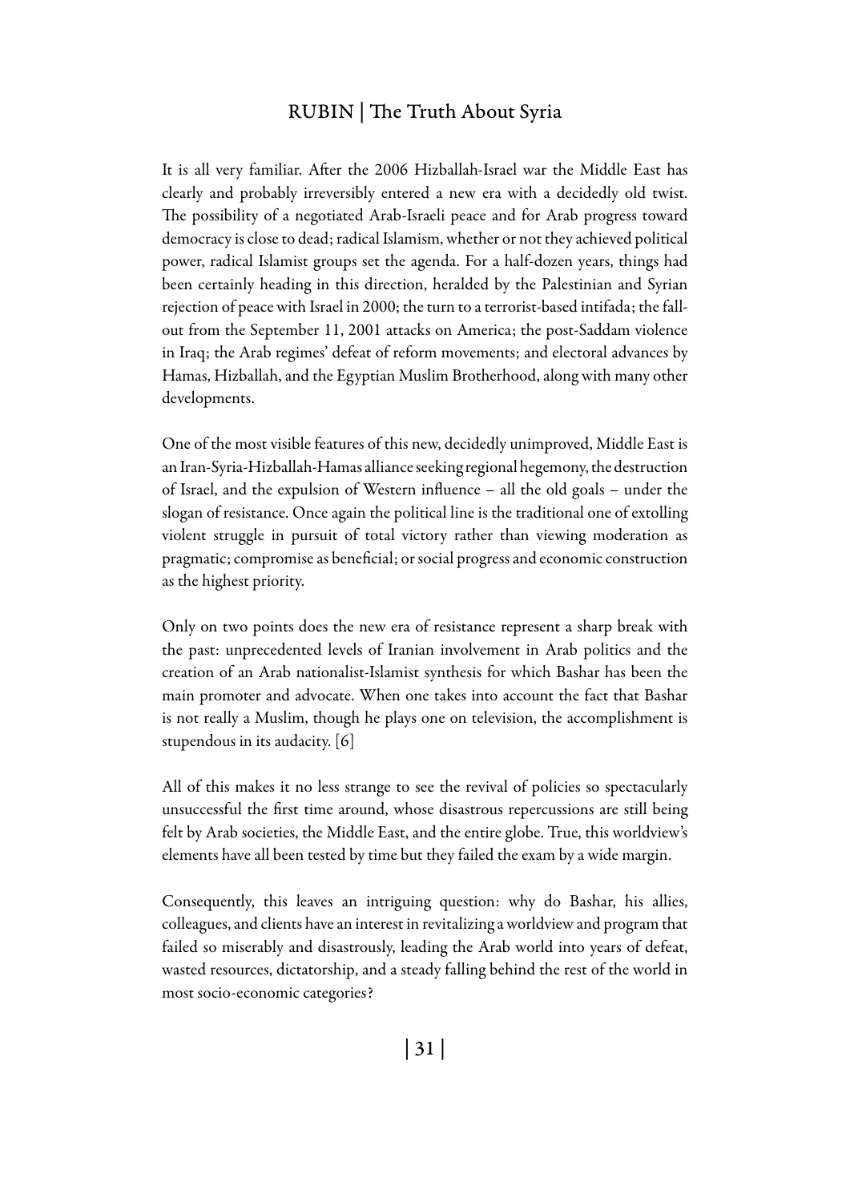It is all very familiar. After the 2006 Hizballah-Israel war the Middle East has clearly and probably irreversibly entered a new era with a decidedly old twist. The possibility of a negotiated Arab-Israeli peace and for Arab progress toward democracy is close to dead; radical Islamism, whether or not they achieved political power, radical Islamist groups set the agenda. For a half-dozen years, things had been certainly heading in this direction, heralded by the Palestinian and Syrian rejection of peace with Israel in 2000; the turn to a terrorist-based intifada; the fall-out from the September 11, 2001 attacks on America; the post-Saddam violence in Iraq; the Arab regimes' defeat of reform movements; and electoral advances by Hamas, Hizballah, and the Egyptian Muslim Brotherhood, along with many other developments.

One of the most visible features of this new, decidedly unimproved, Middle East is an Iran-Syria-Hizballah-Hamas alliance seeking regional hegemony, the destruction of Israel, and the expulsion of Western influence – all the old goals – under the slogan of resistance. Once again the political line is the traditional one of extolling violent struggle in pursuit of total victory rather than viewing moderation as pragmatic; compromise as beneficial; or social progress and economic construction as the highest priority.

Only on two points does the new era of resistance represent a sharp break with the past: unprecedented levels of Iranian involvement in Arab politics and the creation of an Arab nationalist-Islamist synthesis for which Bashar has been the main promoter and advocate. When one takes into account the fact that Bashar is not really a Muslim, though he plays one on television, the accomplishment is stupendous in its audacity. [6]

All of this makes it no less strange to see the revival of policies so spectacularly unsuccessful the first time around, whose disastrous repercussions are still being felt by Arab societies, the Middle East, and the entire globe. True, this worldview's elements have all been tested by time but they failed the exam by a wide margin.

Consequently, this leaves an intriguing question: why do Bashar, his allies, colleagues, and clients have an interest in revitalizing a worldview and program that failed so miserably and disastrously, leading the Arab world into years of defeat, wasted resources, dictatorship, and a steady falling behind the rest of the world in most socio-economic categories?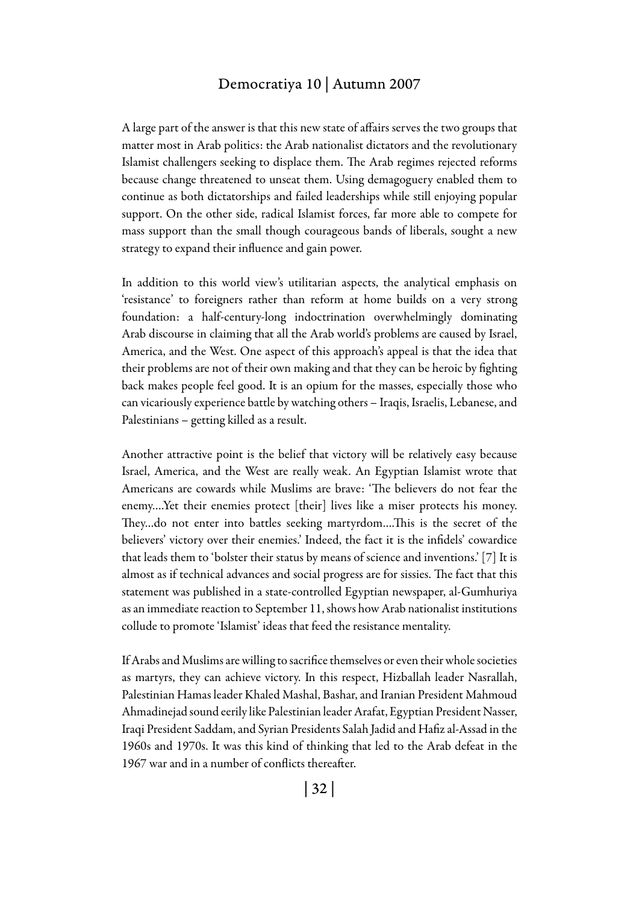A large part of the answer is that this new state of affairs serves the two groups that matter most in Arab politics: the Arab nationalist dictators and the revolutionary Islamist challengers seeking to displace them. The Arab regimes rejected reforms because change threatened to unseat them. Using demagoguery enabled them to continue as both dictatorships and failed leaderships while still enjoying popular support. On the other side, radical Islamist forces, far more able to compete for mass support than the small though courageous bands of liberals, sought a new strategy to expand their influence and gain power.

In addition to this world view's utilitarian aspects, the analytical emphasis on 'resistance' to foreigners rather than reform at home builds on a very strong foundation: a half-century-long indoctrination overwhelmingly dominating Arab discourse in claiming that all the Arab world's problems are caused by Israel, America, and the West. One aspect of this approach's appeal is that the idea that their problems are not of their own making and that they can be heroic by fighting back makes people feel good. It is an opium for the masses, especially those who can vicariously experience battle by watching others – Iraqis, Israelis, Lebanese, and Palestinians – getting killed as a result.

Another attractive point is the belief that victory will be relatively easy because Israel, America, and the West are really weak. An Egyptian Islamist wrote that Americans are cowards while Muslims are brave: 'The believers do not fear the enemy....Yet their enemies protect [their] lives like a miser protects his money. They...do not enter into battles seeking martyrdom....This is the secret of the believers' victory over their enemies.' Indeed, the fact it is the infidels' cowardice that leads them to 'bolster their status by means of science and inventions.' [7] It is almost as if technical advances and social progress are for sissies. The fact that this statement was published in a state-controlled Egyptian newspaper, al-Gumhuriya as an immediate reaction to September 11, shows how Arab nationalist institutions collude to promote 'Islamist' ideas that feed the resistance mentality.

If Arabs and Muslims are willing to sacrifice themselves or even their whole societies as martyrs, they can achieve victory. In this respect, Hizballah leader Nasrallah, Palestinian Hamas leader Khaled Mashal, Bashar, and Iranian President Mahmoud Ahmadinejad sound eerily like Palestinian leader Arafat, Egyptian President Nasser, Iraqi President Saddam, and Syrian Presidents Salah Jadid and Hafiz al-Assad in the 1960s and 1970s. It was this kind of thinking that led to the Arab defeat in the 1967 war and in a number of conflicts thereafter.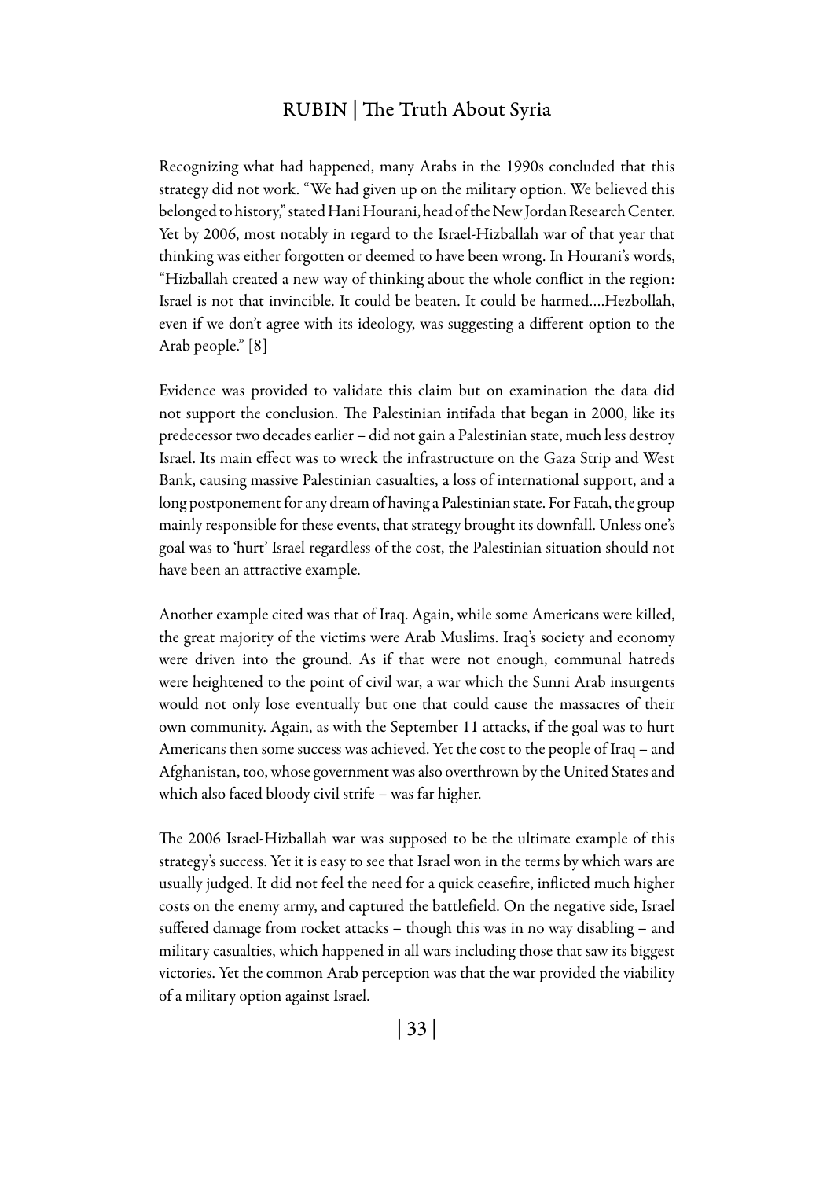Recognizing what had happened, many Arabs in the 1990s concluded that this strategy did not work. "We had given up on the military option. We believed this belonged to history," stated Hani Hourani, head of the New Jordan Research Center. Yet by 2006, most notably in regard to the Israel-Hizballah war of that year that thinking was either forgotten or deemed to have been wrong. In Hourani's words, "Hizballah created a new way of thinking about the whole conflict in the region: Israel is not that invincible. It could be beaten. It could be harmed….Hezbollah, even if we don't agree with its ideology, was suggesting a different option to the Arab people." [8]

Evidence was provided to validate this claim but on examination the data did not support the conclusion. The Palestinian intifada that began in 2000, like its predecessor two decades earlier – did not gain a Palestinian state, much less destroy Israel. Its main effect was to wreck the infrastructure on the Gaza Strip and West Bank, causing massive Palestinian casualties, a loss of international support, and a long postponement for any dream of having a Palestinian state. For Fatah, the group mainly responsible for these events, that strategy brought its downfall. Unless one's goal was to 'hurt' Israel regardless of the cost, the Palestinian situation should not have been an attractive example.

Another example cited was that of Iraq. Again, while some Americans were killed, the great majority of the victims were Arab Muslims. Iraq's society and economy were driven into the ground. As if that were not enough, communal hatreds were heightened to the point of civil war, a war which the Sunni Arab insurgents would not only lose eventually but one that could cause the massacres of their own community. Again, as with the September 11 attacks, if the goal was to hurt Americans then some success was achieved. Yet the cost to the people of Iraq – and Afghanistan, too, whose government was also overthrown by the United States and which also faced bloody civil strife – was far higher.

The 2006 Israel-Hizballah war was supposed to be the ultimate example of this strategy's success. Yet it is easy to see that Israel won in the terms by which wars are usually judged. It did not feel the need for a quick ceasefire, inflicted much higher costs on the enemy army, and captured the battlefield. On the negative side, Israel suffered damage from rocket attacks – though this was in no way disabling – and military casualties, which happened in all wars including those that saw its biggest victories. Yet the common Arab perception was that the war provided the viability of a military option against Israel.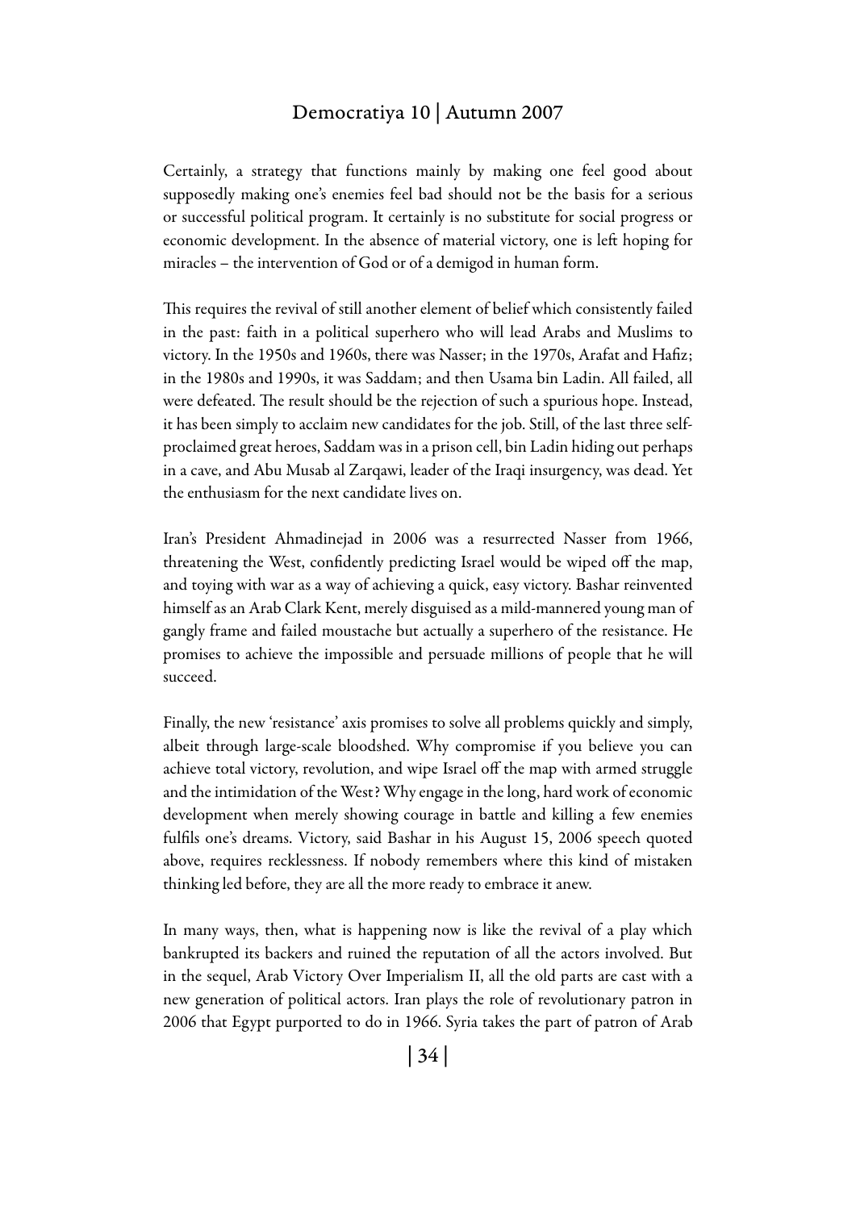Certainly, a strategy that functions mainly by making one feel good about supposedly making one's enemies feel bad should not be the basis for a serious or successful political program. It certainly is no substitute for social progress or economic development. In the absence of material victory, one is left hoping for miracles – the intervention of God or of a demigod in human form.

This requires the revival of still another element of belief which consistently failed in the past: faith in a political superhero who will lead Arabs and Muslims to victory. In the 1950s and 1960s, there was Nasser; in the 1970s, Arafat and Hafiz; in the 1980s and 1990s, it was Saddam; and then Usama bin Ladin. All failed, all were defeated. The result should be the rejection of such a spurious hope. Instead, it has been simply to acclaim new candidates for the job. Still, of the last three self-proclaimed great heroes, Saddam was in a prison cell, bin Ladin hiding out perhaps in a cave, and Abu Musab al Zarqawi, leader of the Iraqi insurgency, was dead. Yet the enthusiasm for the next candidate lives on.

Iran's President Ahmadinejad in 2006 was a resurrected Nasser from 1966, threatening the West, confidently predicting Israel would be wiped off the map, and toying with war as a way of achieving a quick, easy victory. Bashar reinvented himself as an Arab Clark Kent, merely disguised as a mild-mannered young man of gangly frame and failed moustache but actually a superhero of the resistance. He promises to achieve the impossible and persuade millions of people that he will succeed.

Finally, the new 'resistance' axis promises to solve all problems quickly and simply, albeit through large-scale bloodshed. Why compromise if you believe you can achieve total victory, revolution, and wipe Israel off the map with armed struggle and the intimidation of the West? Why engage in the long, hard work of economic development when merely showing courage in battle and killing a few enemies fulfils one's dreams. Victory, said Bashar in his August 15, 2006 speech quoted above, requires recklessness. If nobody remembers where this kind of mistaken thinking led before, they are all the more ready to embrace it anew.

In many ways, then, what is happening now is like the revival of a play which bankrupted its backers and ruined the reputation of all the actors involved. But in the sequel, Arab Victory Over Imperialism II, all the old parts are cast with a new generation of political actors. Iran plays the role of revolutionary patron in 2006 that Egypt purported to do in 1966. Syria takes the part of patron of Arab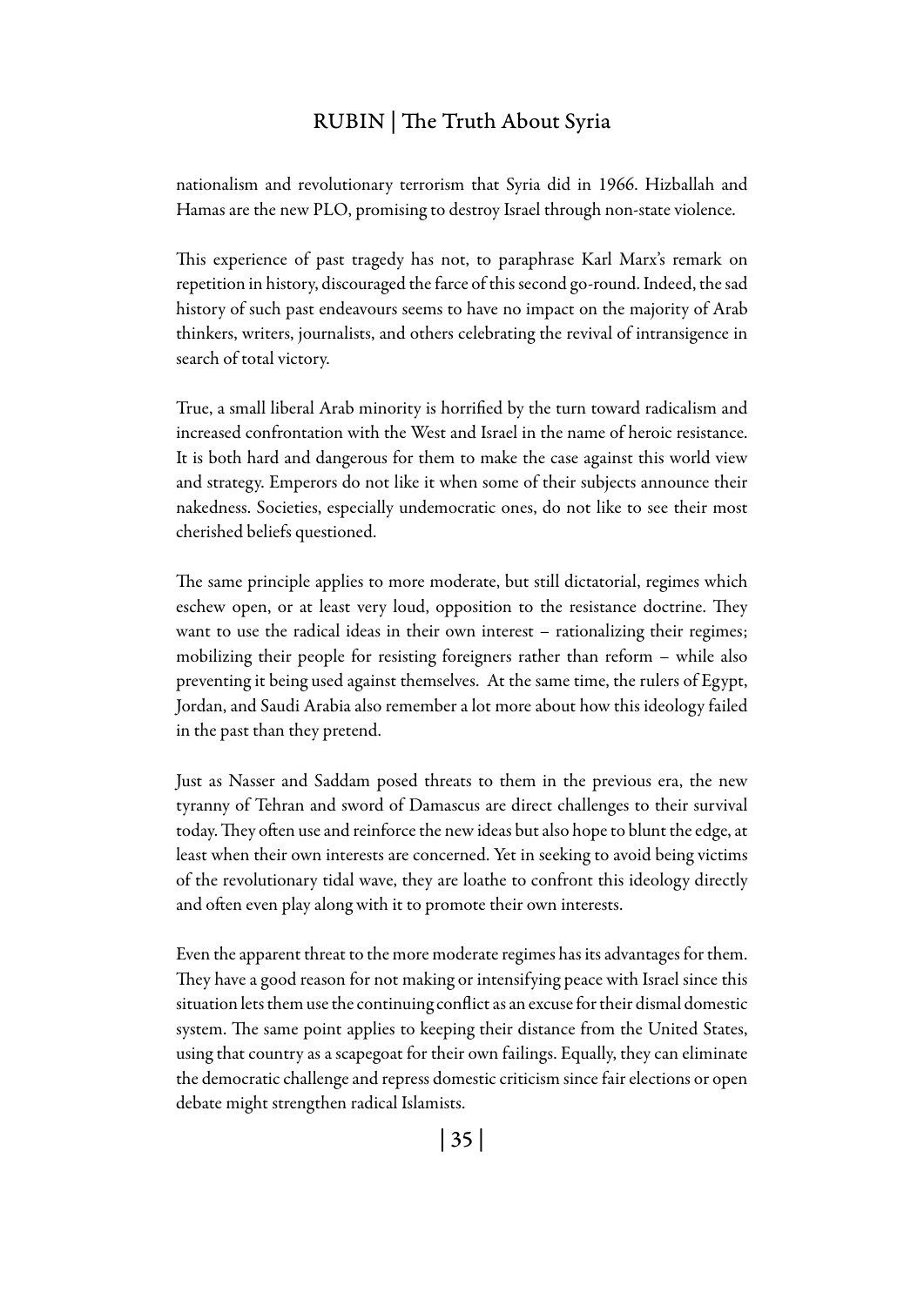nationalism and revolutionary terrorism that Syria did in 1966. Hizballah and Hamas are the new PLO, promising to destroy Israel through non-state violence.

This experience of past tragedy has not, to paraphrase Karl Marx's remark on repetition in history, discouraged the farce of this second go-round. Indeed, the sad history of such past endeavours seems to have no impact on the majority of Arab thinkers, writers, journalists, and others celebrating the revival of intransigence in search of total victory.

True, a small liberal Arab minority is horrified by the turn toward radicalism and increased confrontation with the West and Israel in the name of heroic resistance. It is both hard and dangerous for them to make the case against this world view and strategy. Emperors do not like it when some of their subjects announce their nakedness. Societies, especially undemocratic ones, do not like to see their most cherished beliefs questioned.

The same principle applies to more moderate, but still dictatorial, regimes which eschew open, or at least very loud, opposition to the resistance doctrine. They want to use the radical ideas in their own interest – rationalizing their regimes; mobilizing their people for resisting foreigners rather than reform – while also preventing it being used against themselves. At the same time, the rulers of Egypt, Jordan, and Saudi Arabia also remember a lot more about how this ideology failed in the past than they pretend.

Just as Nasser and Saddam posed threats to them in the previous era, the new tyranny of Tehran and sword of Damascus are direct challenges to their survival today. They often use and reinforce the new ideas but also hope to blunt the edge, at least when their own interests are concerned. Yet in seeking to avoid being victims of the revolutionary tidal wave, they are loathe to confront this ideology directly and often even play along with it to promote their own interests.

Even the apparent threat to the more moderate regimes has its advantages for them. They have a good reason for not making or intensifying peace with Israel since this situation lets them use the continuing conflict as an excuse for their dismal domestic system. The same point applies to keeping their distance from the United States, using that country as a scapegoat for their own failings. Equally, they can eliminate the democratic challenge and repress domestic criticism since fair elections or open debate might strengthen radical Islamists.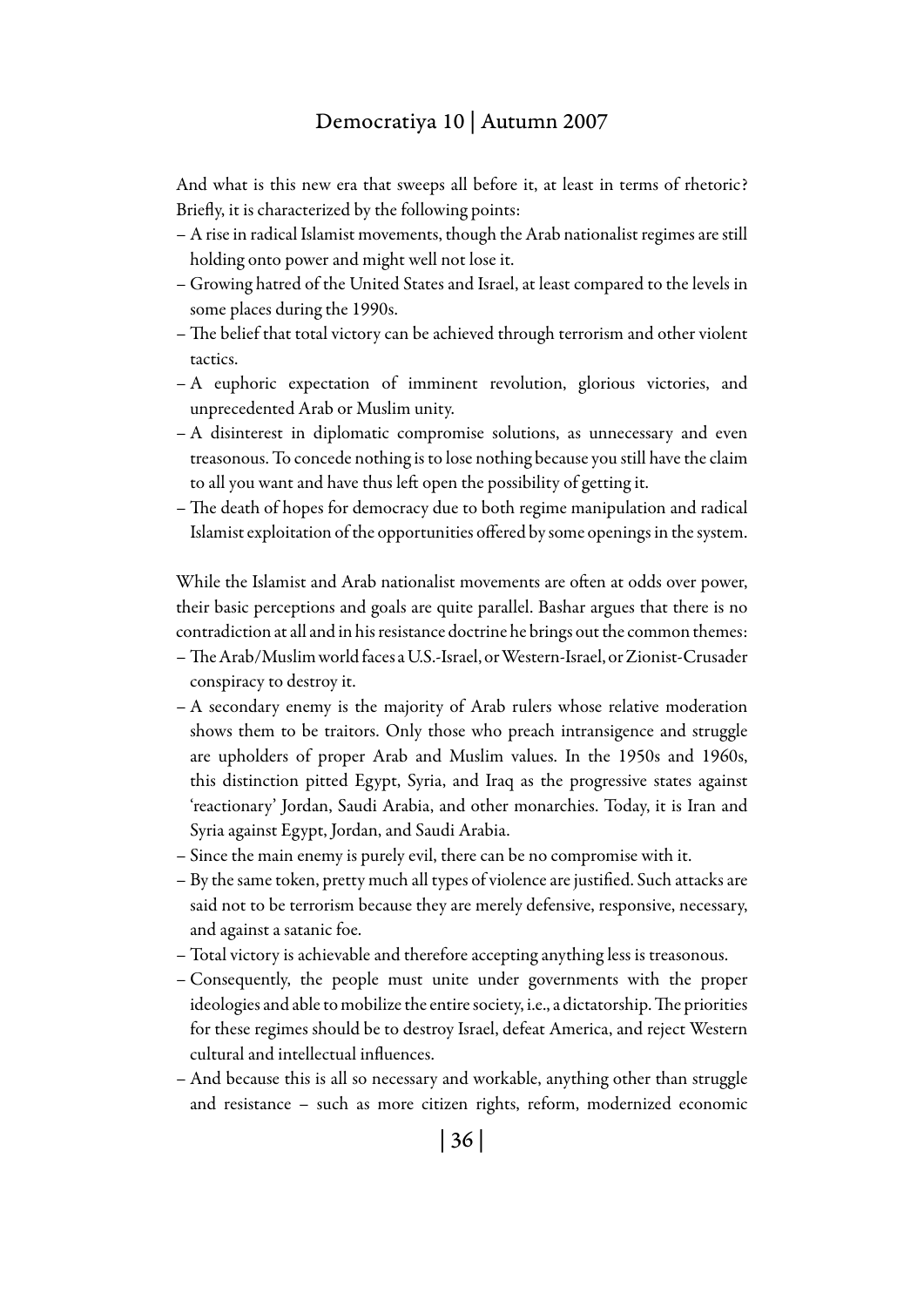And what is this new era that sweeps all before it, at least in terms of rhetoric? Briefly, it is characterized by the following points:

- A rise in radical Islamist movements, though the Arab nationalist regimes are still holding onto power and might well not lose it.
- Growing hatred of the United States and Israel, at least compared to the levels in some places during the 1990s.
- The belief that total victory can be achieved through terrorism and other violent tactics.
- A euphoric expectation of imminent revolution, glorious victories, and unprecedented Arab or Muslim unity.
- A disinterest in diplomatic compromise solutions, as unnecessary and even treasonous. To concede nothing is to lose nothing because you still have the claim to all you want and have thus left open the possibility of getting it.
- The death of hopes for democracy due to both regime manipulation and radical Islamist exploitation of the opportunities offered by some openings in the system.

While the Islamist and Arab nationalist movements are often at odds over power, their basic perceptions and goals are quite parallel. Bashar argues that there is no contradiction at all and in his resistance doctrine he brings out the common themes:

- The Arab/Muslim world faces a U.S.-Israel, or Western-Israel, or Zionist-Crusader conspiracy to destroy it.
- A secondary enemy is the majority of Arab rulers whose relative moderation shows them to be traitors. Only those who preach intransigence and struggle are upholders of proper Arab and Muslim values. In the 1950s and 1960s, this distinction pitted Egypt, Syria, and Iraq as the progressive states against 'reactionary' Jordan, Saudi Arabia, and other monarchies. Today, it is Iran and Syria against Egypt, Jordan, and Saudi Arabia.
- Since the main enemy is purely evil, there can be no compromise with it.
- By the same token, pretty much all types of violence are justified. Such attacks are said not to be terrorism because they are merely defensive, responsive, necessary, and against a satanic foe.
- Total victory is achievable and therefore accepting anything less is treasonous.
- Consequently, the people must unite under governments with the proper ideologies and able to mobilize the entire society, i.e., a dictatorship. The priorities for these regimes should be to destroy Israel, defeat America, and reject Western cultural and intellectual influences.
- And because this is all so necessary and workable, anything other than struggle and resistance – such as more citizen rights, reform, modernized economic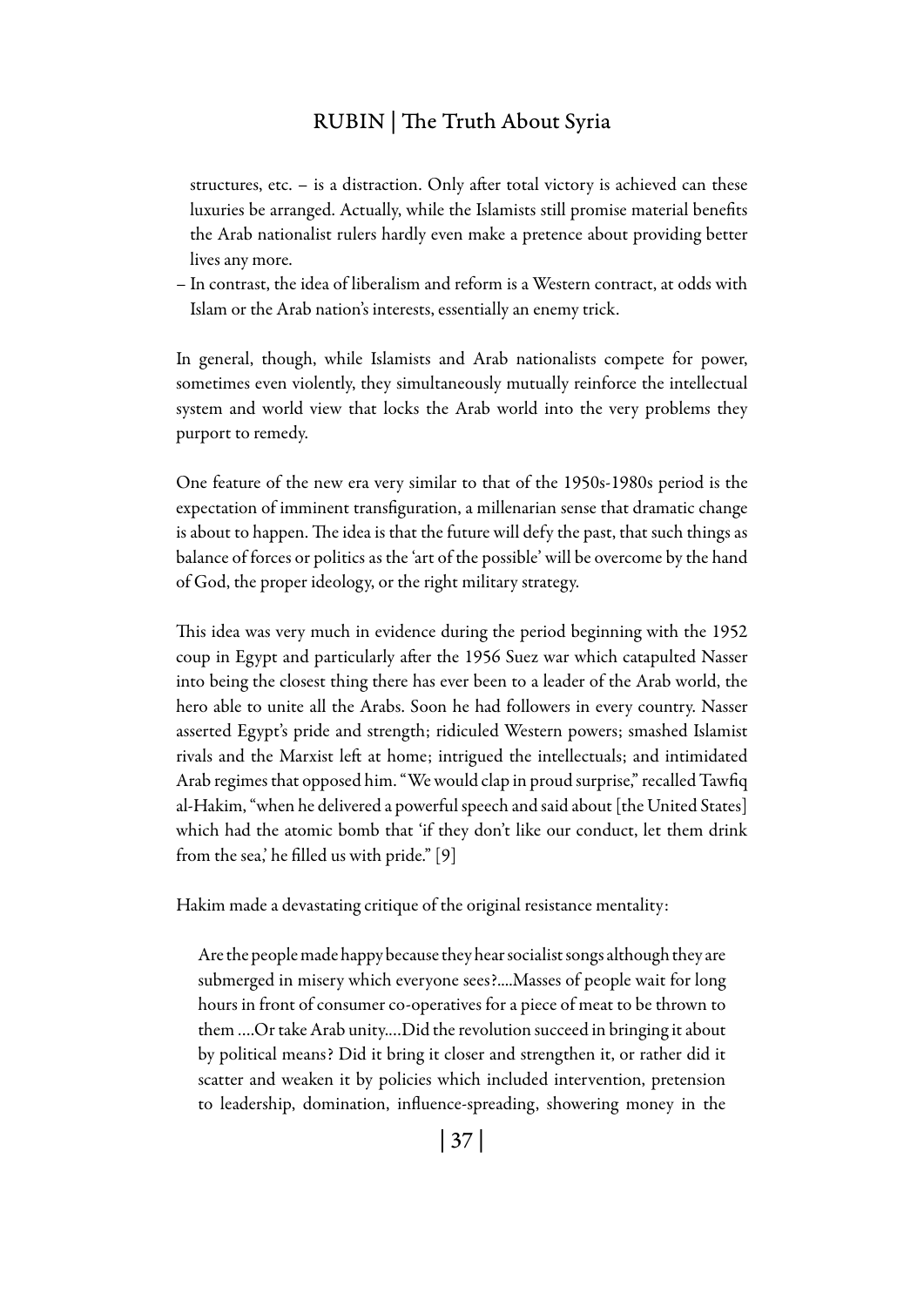structures, etc. – is a distraction. Only after total victory is achieved can these luxuries be arranged. Actually, while the Islamists still promise material benefits the Arab nationalist rulers hardly even make a pretence about providing better lives any more.

– In contrast, the idea of liberalism and reform is a Western contract, at odds with Islam or the Arab nation's interests, essentially an enemy trick.

In general, though, while Islamists and Arab nationalists compete for power, sometimes even violently, they simultaneously mutually reinforce the intellectual system and world view that locks the Arab world into the very problems they purport to remedy.

One feature of the new era very similar to that of the 1950s-1980s period is the expectation of imminent transfiguration, a millenarian sense that dramatic change is about to happen. The idea is that the future will defy the past, that such things as balance of forces or politics as the 'art of the possible' will be overcome by the hand of God, the proper ideology, or the right military strategy.

This idea was very much in evidence during the period beginning with the 1952 coup in Egypt and particularly after the 1956 Suez war which catapulted Nasser into being the closest thing there has ever been to a leader of the Arab world, the hero able to unite all the Arabs. Soon he had followers in every country. Nasser asserted Egypt's pride and strength; ridiculed Western powers; smashed Islamist rivals and the Marxist left at home; intrigued the intellectuals; and intimidated Arab regimes that opposed him. "We would clap in proud surprise," recalled Tawfiq al-Hakim, "when he delivered a powerful speech and said about [the United States] which had the atomic bomb that 'if they don't like our conduct, let them drink from the sea,' he filled us with pride." [9]

Hakim made a devastating critique of the original resistance mentality:

> Are the people made happy because they hear socialist songs although they are submerged in misery which everyone sees?....Masses of people wait for long hours in front of consumer co-operatives for a piece of meat to be thrown to them ....Or take Arab unity....Did the revolution succeed in bringing it about by political means? Did it bring it closer and strengthen it, or rather did it scatter and weaken it by policies which included intervention, pretension to leadership, domination, influence-spreading, showering money in the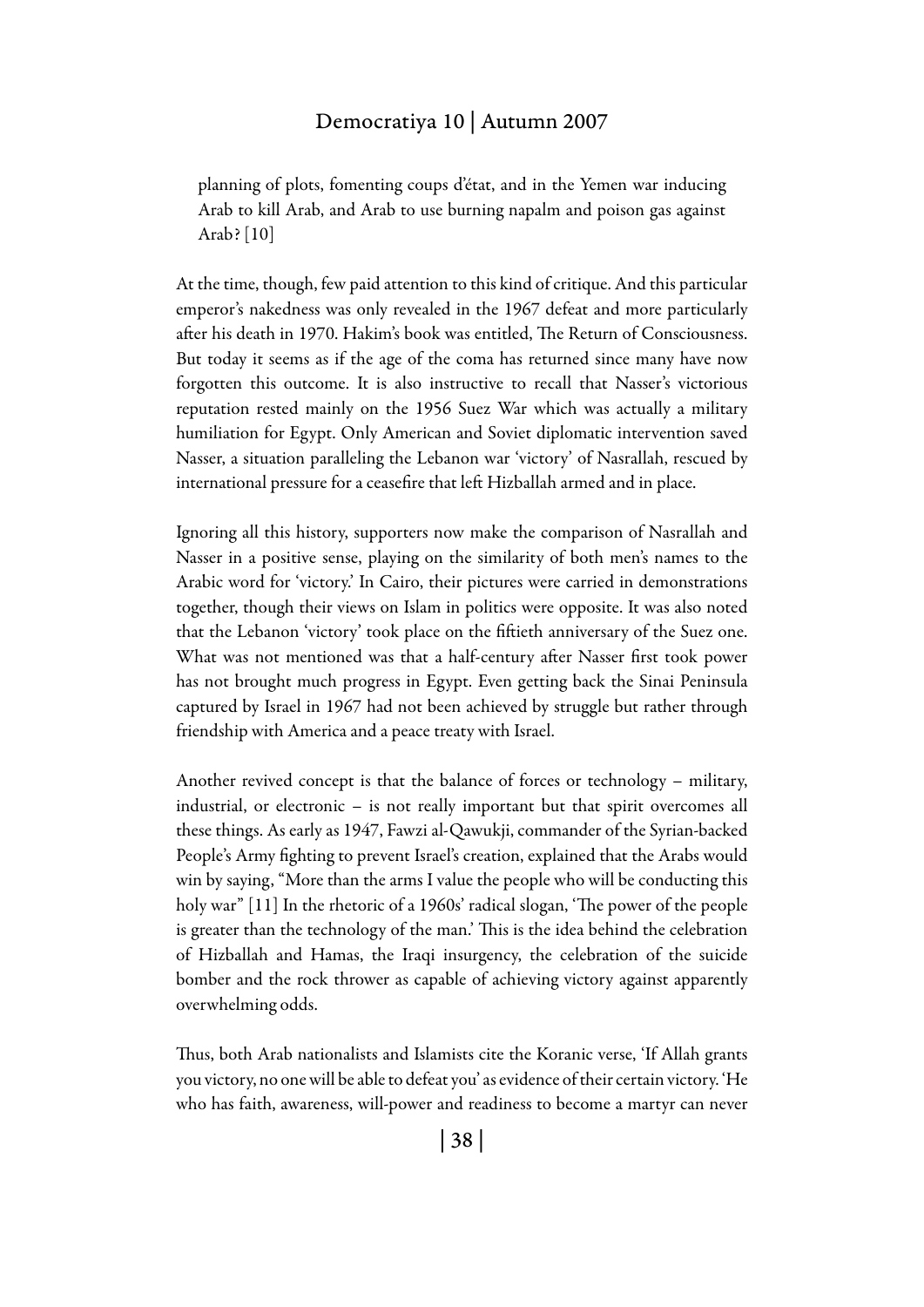planning of plots, fomenting coups d'état, and in the Yemen war inducing Arab to kill Arab, and Arab to use burning napalm and poison gas against Arab? [10]

At the time, though, few paid attention to this kind of critique. And this particular emperor's nakedness was only revealed in the 1967 defeat and more particularly after his death in 1970. Hakim's book was entitled, The Return of Consciousness. But today it seems as if the age of the coma has returned since many have now forgotten this outcome. It is also instructive to recall that Nasser's victorious reputation rested mainly on the 1956 Suez War which was actually a military humiliation for Egypt. Only American and Soviet diplomatic intervention saved Nasser, a situation paralleling the Lebanon war 'victory' of Nasrallah, rescued by international pressure for a ceasefire that left Hizballah armed and in place.

Ignoring all this history, supporters now make the comparison of Nasrallah and Nasser in a positive sense, playing on the similarity of both men's names to the Arabic word for 'victory.' In Cairo, their pictures were carried in demonstrations together, though their views on Islam in politics were opposite. It was also noted that the Lebanon 'victory' took place on the fiftieth anniversary of the Suez one. What was not mentioned was that a half-century after Nasser first took power has not brought much progress in Egypt. Even getting back the Sinai Peninsula captured by Israel in 1967 had not been achieved by struggle but rather through friendship with America and a peace treaty with Israel.

Another revived concept is that the balance of forces or technology – military, industrial, or electronic – is not really important but that spirit overcomes all these things. As early as 1947, Fawzi al-Qawukji, commander of the Syrian-backed People's Army fighting to prevent Israel's creation, explained that the Arabs would win by saying, "More than the arms I value the people who will be conducting this holy war" [11] In the rhetoric of a 1960s' radical slogan, 'The power of the people is greater than the technology of the man.' This is the idea behind the celebration of Hizballah and Hamas, the Iraqi insurgency, the celebration of the suicide bomber and the rock thrower as capable of achieving victory against apparently overwhelming odds.

Thus, both Arab nationalists and Islamists cite the Koranic verse, 'If Allah grants you victory, no one will be able to defeat you' as evidence of their certain victory. 'He who has faith, awareness, will-power and readiness to become a martyr can never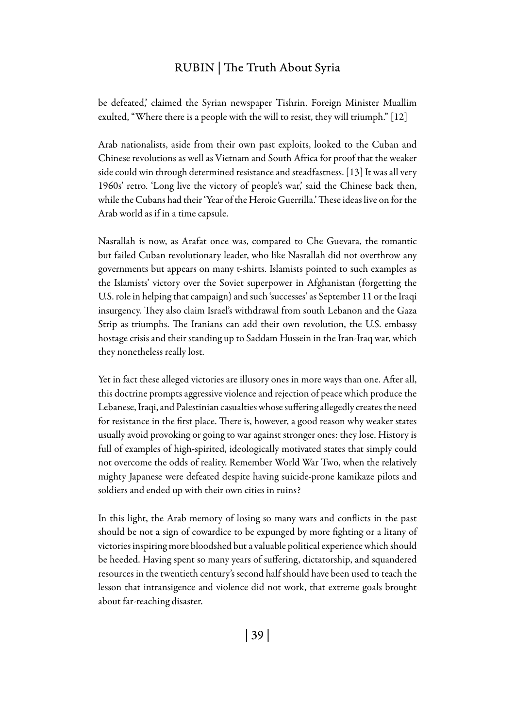be defeated,' claimed the Syrian newspaper Tishrin. Foreign Minister Muallim exulted, "Where there is a people with the will to resist, they will triumph." [12]

Arab nationalists, aside from their own past exploits, looked to the Cuban and Chinese revolutions as well as Vietnam and South Africa for proof that the weaker side could win through determined resistance and steadfastness. [13] It was all very 1960s' retro. 'Long live the victory of people's war,' said the Chinese back then, while the Cubans had their 'Year of the Heroic Guerrilla.' These ideas live on for the Arab world as if in a time capsule.

Nasrallah is now, as Arafat once was, compared to Che Guevara, the romantic but failed Cuban revolutionary leader, who like Nasrallah did not overthrow any governments but appears on many t-shirts. Islamists pointed to such examples as the Islamists' victory over the Soviet superpower in Afghanistan (forgetting the U.S. role in helping that campaign) and such 'successes' as September 11 or the Iraqi insurgency. They also claim Israel's withdrawal from south Lebanon and the Gaza Strip as triumphs. The Iranians can add their own revolution, the U.S. embassy hostage crisis and their standing up to Saddam Hussein in the Iran-Iraq war, which they nonetheless really lost.

Yet in fact these alleged victories are illusory ones in more ways than one. After all, this doctrine prompts aggressive violence and rejection of peace which produce the Lebanese, Iraqi, and Palestinian casualties whose suffering allegedly creates the need for resistance in the first place. There is, however, a good reason why weaker states usually avoid provoking or going to war against stronger ones: they lose. History is full of examples of high-spirited, ideologically motivated states that simply could not overcome the odds of reality. Remember World War Two, when the relatively mighty Japanese were defeated despite having suicide-prone kamikaze pilots and soldiers and ended up with their own cities in ruins?

In this light, the Arab memory of losing so many wars and conflicts in the past should be not a sign of cowardice to be expunged by more fighting or a litany of victories inspiring more bloodshed but a valuable political experience which should be heeded. Having spent so many years of suffering, dictatorship, and squandered resources in the twentieth century's second half should have been used to teach the lesson that intransigence and violence did not work, that extreme goals brought about far-reaching disaster.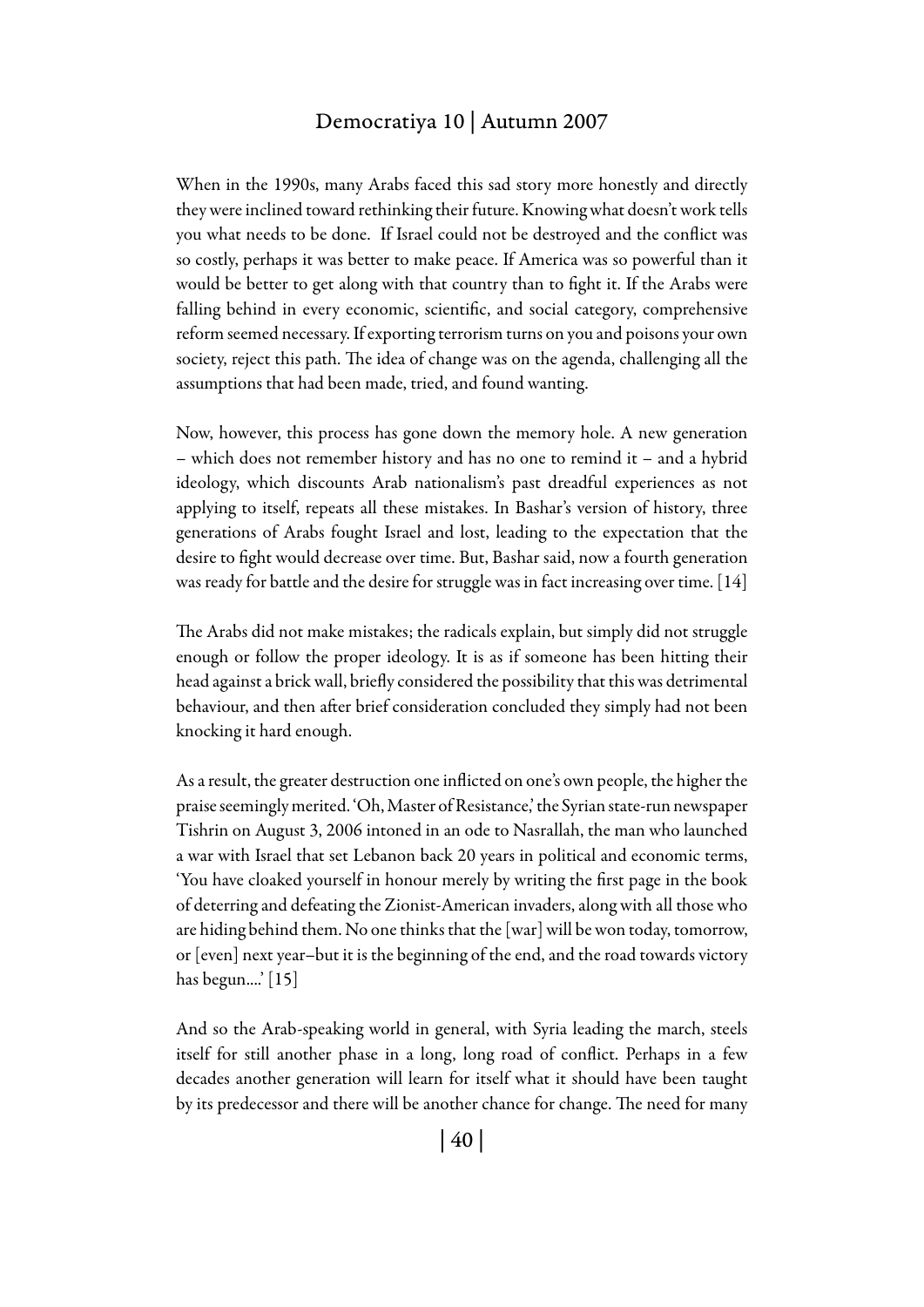When in the 1990s, many Arabs faced this sad story more honestly and directly they were inclined toward rethinking their future. Knowing what doesn't work tells you what needs to be done. If Israel could not be destroyed and the conflict was so costly, perhaps it was better to make peace. If America was so powerful than it would be better to get along with that country than to fight it. If the Arabs were falling behind in every economic, scientific, and social category, comprehensive reform seemed necessary. If exporting terrorism turns on you and poisons your own society, reject this path. The idea of change was on the agenda, challenging all the assumptions that had been made, tried, and found wanting.

Now, however, this process has gone down the memory hole. A new generation – which does not remember history and has no one to remind it – and a hybrid ideology, which discounts Arab nationalism's past dreadful experiences as not applying to itself, repeats all these mistakes. In Bashar's version of history, three generations of Arabs fought Israel and lost, leading to the expectation that the desire to fight would decrease over time. But, Bashar said, now a fourth generation was ready for battle and the desire for struggle was in fact increasing over time. [14]

The Arabs did not make mistakes; the radicals explain, but simply did not struggle enough or follow the proper ideology. It is as if someone has been hitting their head against a brick wall, briefly considered the possibility that this was detrimental behaviour, and then after brief consideration concluded they simply had not been knocking it hard enough.

As a result, the greater destruction one inflicted on one's own people, the higher the praise seemingly merited. 'Oh, Master of Resistance,' the Syrian state-run newspaper Tishrin on August 3, 2006 intoned in an ode to Nasrallah, the man who launched a war with Israel that set Lebanon back 20 years in political and economic terms, 'You have cloaked yourself in honour merely by writing the first page in the book of deterring and defeating the Zionist-American invaders, along with all those who are hiding behind them. No one thinks that the [war] will be won today, tomorrow, or [even] next year–but it is the beginning of the end, and the road towards victory has begun....' [15]

And so the Arab-speaking world in general, with Syria leading the march, steels itself for still another phase in a long, long road of conflict. Perhaps in a few decades another generation will learn for itself what it should have been taught by its predecessor and there will be another chance for change. The need for many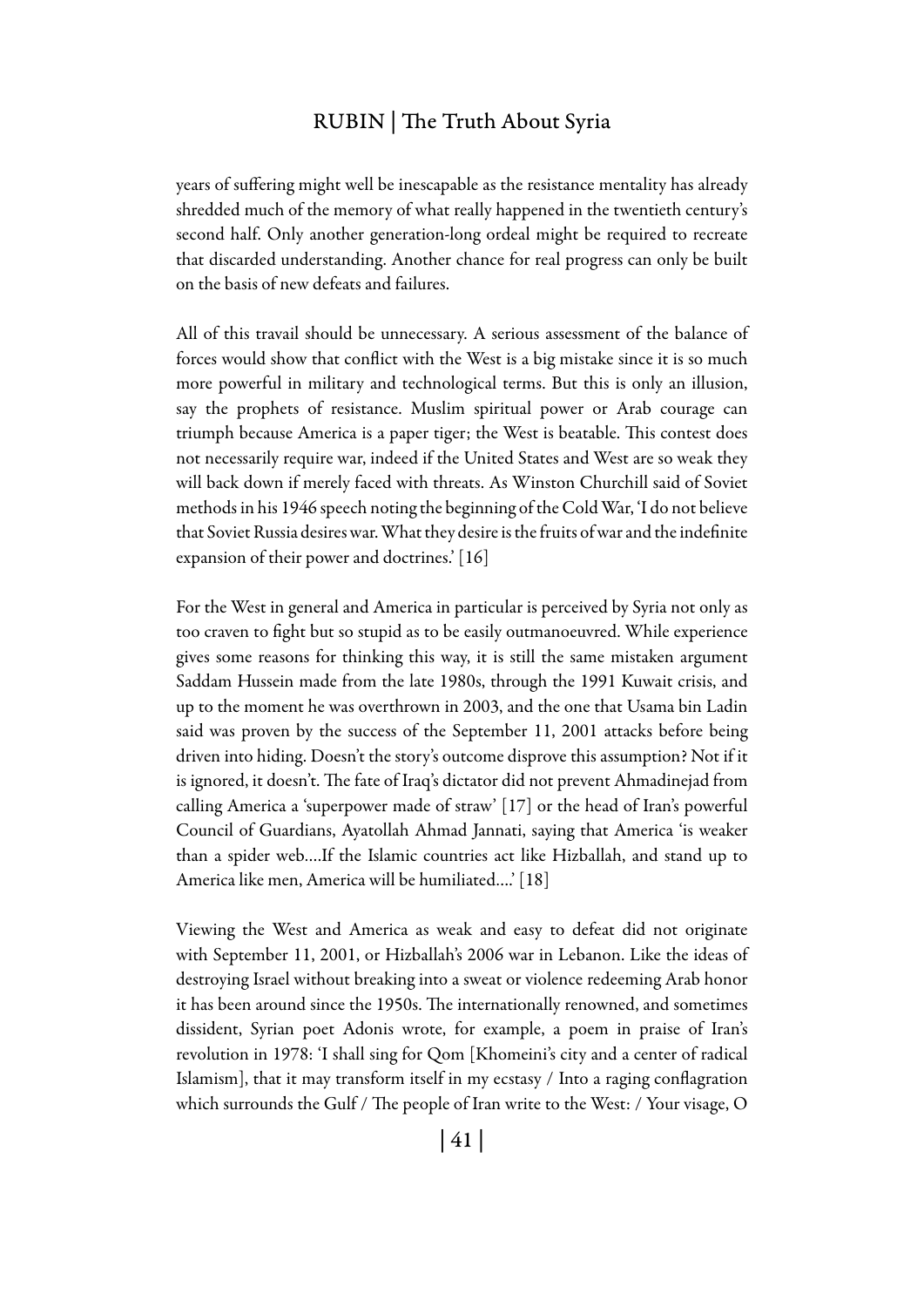years of suffering might well be inescapable as the resistance mentality has already shredded much of the memory of what really happened in the twentieth century's second half. Only another generation-long ordeal might be required to recreate that discarded understanding. Another chance for real progress can only be built on the basis of new defeats and failures.

All of this travail should be unnecessary. A serious assessment of the balance of forces would show that conflict with the West is a big mistake since it is so much more powerful in military and technological terms. But this is only an illusion, say the prophets of resistance. Muslim spiritual power or Arab courage can triumph because America is a paper tiger; the West is beatable. This contest does not necessarily require war, indeed if the United States and West are so weak they will back down if merely faced with threats. As Winston Churchill said of Soviet methods in his 1946 speech noting the beginning of the Cold War, 'I do not believe that Soviet Russia desires war. What they desire is the fruits of war and the indefinite expansion of their power and doctrines.' [16]

For the West in general and America in particular is perceived by Syria not only as too craven to fight but so stupid as to be easily outmanoeuvred. While experience gives some reasons for thinking this way, it is still the same mistaken argument Saddam Hussein made from the late 1980s, through the 1991 Kuwait crisis, and up to the moment he was overthrown in 2003, and the one that Usama bin Ladin said was proven by the success of the September 11, 2001 attacks before being driven into hiding. Doesn't the story's outcome disprove this assumption? Not if it is ignored, it doesn't. The fate of Iraq's dictator did not prevent Ahmadinejad from calling America a 'superpower made of straw' [17] or the head of Iran's powerful Council of Guardians, Ayatollah Ahmad Jannati, saying that America 'is weaker than a spider web....If the Islamic countries act like Hizballah, and stand up to America like men, America will be humiliated....' [18]

Viewing the West and America as weak and easy to defeat did not originate with September 11, 2001, or Hizballah's 2006 war in Lebanon. Like the ideas of destroying Israel without breaking into a sweat or violence redeeming Arab honor it has been around since the 1950s. The internationally renowned, and sometimes dissident, Syrian poet Adonis wrote, for example, a poem in praise of Iran's revolution in 1978: 'I shall sing for Qom [Khomeini's city and a center of radical Islamism], that it may transform itself in my ecstasy / Into a raging conflagration which surrounds the Gulf / The people of Iran write to the West: / Your visage, O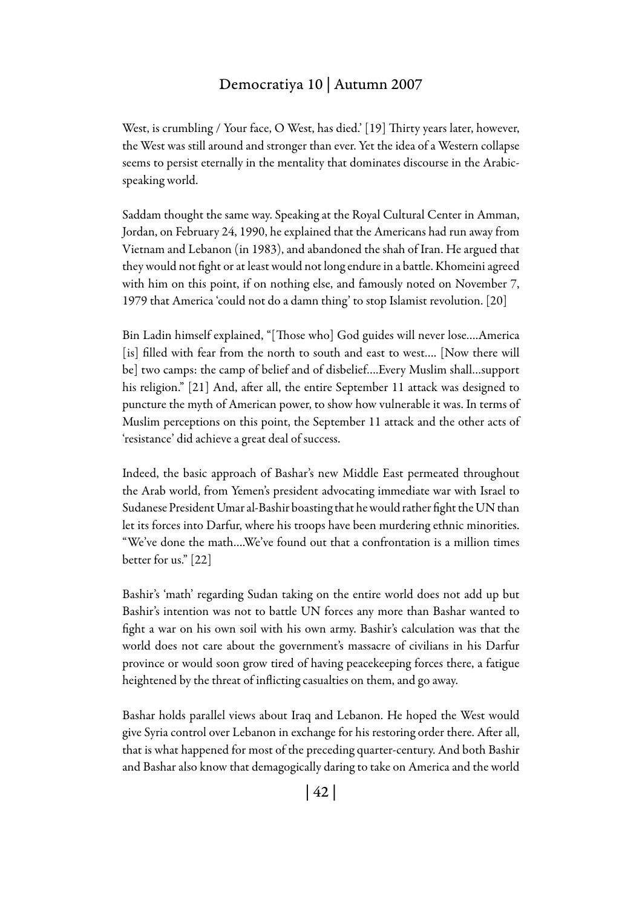West, is crumbling / Your face, O West, has died.' [19] Thirty years later, however, the West was still around and stronger than ever. Yet the idea of a Western collapse seems to persist eternally in the mentality that dominates discourse in the Arabic-speaking world.

Saddam thought the same way. Speaking at the Royal Cultural Center in Amman, Jordan, on February 24, 1990, he explained that the Americans had run away from Vietnam and Lebanon (in 1983), and abandoned the shah of Iran. He argued that they would not fight or at least would not long endure in a battle. Khomeini agreed with him on this point, if on nothing else, and famously noted on November 7, 1979 that America 'could not do a damn thing' to stop Islamist revolution. [20]

Bin Ladin himself explained, "[Those who] God guides will never lose….America [is] filled with fear from the north to south and east to west…. [Now there will be] two camps: the camp of belief and of disbelief….Every Muslim shall…support his religion." [21] And, after all, the entire September 11 attack was designed to puncture the myth of American power, to show how vulnerable it was. In terms of Muslim perceptions on this point, the September 11 attack and the other acts of 'resistance' did achieve a great deal of success.

Indeed, the basic approach of Bashar's new Middle East permeated throughout the Arab world, from Yemen's president advocating immediate war with Israel to Sudanese President Umar al-Bashir boasting that he would rather fight the UN than let its forces into Darfur, where his troops have been murdering ethnic minorities. "We've done the math….We've found out that a confrontation is a million times better for us." [22]

Bashir's 'math' regarding Sudan taking on the entire world does not add up but Bashir's intention was not to battle UN forces any more than Bashar wanted to fight a war on his own soil with his own army. Bashir's calculation was that the world does not care about the government's massacre of civilians in his Darfur province or would soon grow tired of having peacekeeping forces there, a fatigue heightened by the threat of inflicting casualties on them, and go away.

Bashar holds parallel views about Iraq and Lebanon. He hoped the West would give Syria control over Lebanon in exchange for his restoring order there. After all, that is what happened for most of the preceding quarter-century. And both Bashir and Bashar also know that demagogically daring to take on America and the world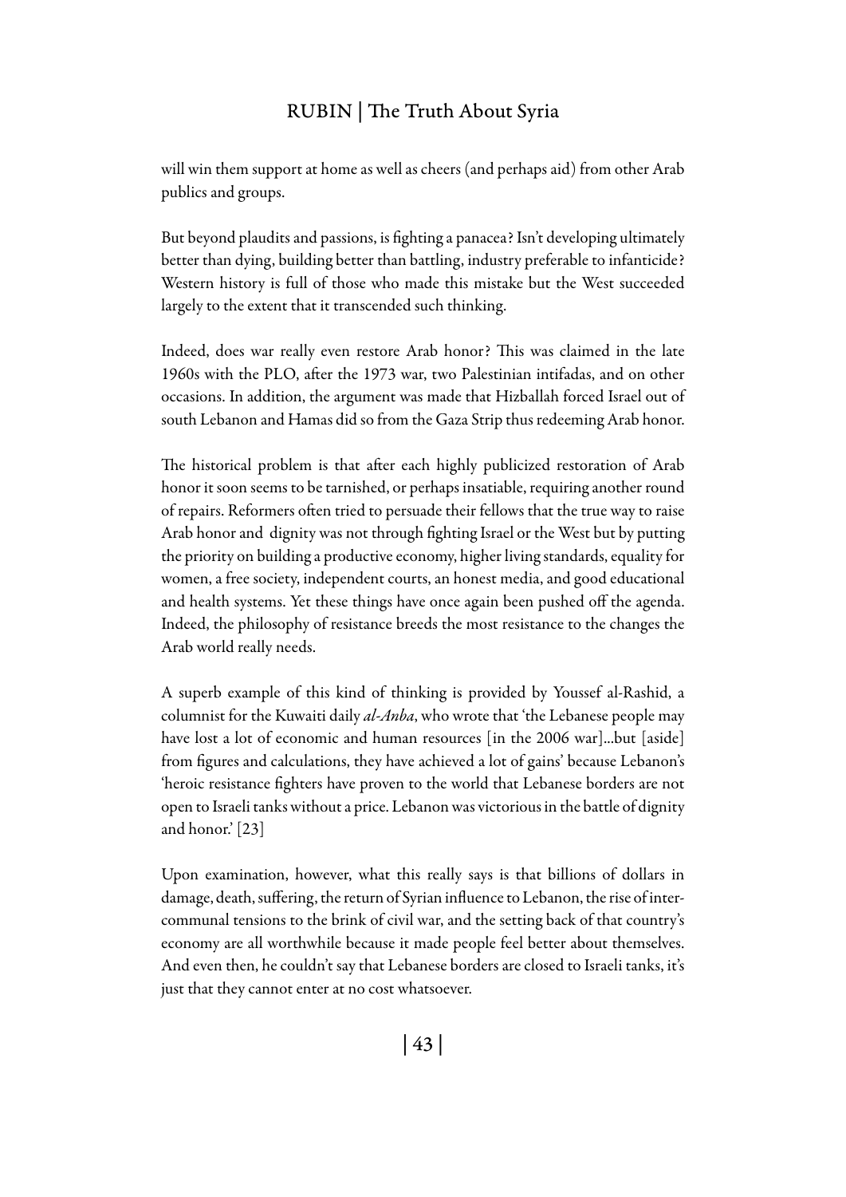will win them support at home as well as cheers (and perhaps aid) from other Arab publics and groups.

But beyond plaudits and passions, is fighting a panacea? Isn't developing ultimately better than dying, building better than battling, industry preferable to infanticide? Western history is full of those who made this mistake but the West succeeded largely to the extent that it transcended such thinking.

Indeed, does war really even restore Arab honor? This was claimed in the late 1960s with the PLO, after the 1973 war, two Palestinian intifadas, and on other occasions. In addition, the argument was made that Hizballah forced Israel out of south Lebanon and Hamas did so from the Gaza Strip thus redeeming Arab honor.

The historical problem is that after each highly publicized restoration of Arab honor it soon seems to be tarnished, or perhaps insatiable, requiring another round of repairs. Reformers often tried to persuade their fellows that the true way to raise Arab honor and dignity was not through fighting Israel or the West but by putting the priority on building a productive economy, higher living standards, equality for women, a free society, independent courts, an honest media, and good educational and health systems. Yet these things have once again been pushed off the agenda. Indeed, the philosophy of resistance breeds the most resistance to the changes the Arab world really needs.

A superb example of this kind of thinking is provided by Youssef al-Rashid, a columnist for the Kuwaiti daily *al-Anba*, who wrote that 'the Lebanese people may have lost a lot of economic and human resources [in the 2006 war]...but [aside] from figures and calculations, they have achieved a lot of gains' because Lebanon's 'heroic resistance fighters have proven to the world that Lebanese borders are not open to Israeli tanks without a price. Lebanon was victorious in the battle of dignity and honor.' [23]

Upon examination, however, what this really says is that billions of dollars in damage, death, suffering, the return of Syrian influence to Lebanon, the rise of inter-communal tensions to the brink of civil war, and the setting back of that country's economy are all worthwhile because it made people feel better about themselves. And even then, he couldn't say that Lebanese borders are closed to Israeli tanks, it's just that they cannot enter at no cost whatsoever.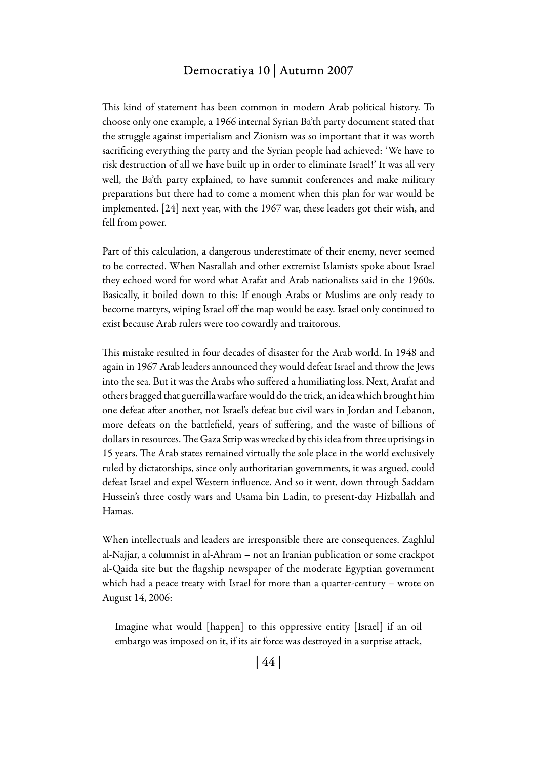This kind of statement has been common in modern Arab political history. To choose only one example, a 1966 internal Syrian Ba'th party document stated that the struggle against imperialism and Zionism was so important that it was worth sacrificing everything the party and the Syrian people had achieved: 'We have to risk destruction of all we have built up in order to eliminate Israel!' It was all very well, the Ba'th party explained, to have summit conferences and make military preparations but there had to come a moment when this plan for war would be implemented. [24] next year, with the 1967 war, these leaders got their wish, and fell from power.

Part of this calculation, a dangerous underestimate of their enemy, never seemed to be corrected. When Nasrallah and other extremist Islamists spoke about Israel they echoed word for word what Arafat and Arab nationalists said in the 1960s. Basically, it boiled down to this: If enough Arabs or Muslims are only ready to become martyrs, wiping Israel off the map would be easy. Israel only continued to exist because Arab rulers were too cowardly and traitorous.

This mistake resulted in four decades of disaster for the Arab world. In 1948 and again in 1967 Arab leaders announced they would defeat Israel and throw the Jews into the sea. But it was the Arabs who suffered a humiliating loss. Next, Arafat and others bragged that guerrilla warfare would do the trick, an idea which brought him one defeat after another, not Israel's defeat but civil wars in Jordan and Lebanon, more defeats on the battlefield, years of suffering, and the waste of billions of dollars in resources. The Gaza Strip was wrecked by this idea from three uprisings in 15 years. The Arab states remained virtually the sole place in the world exclusively ruled by dictatorships, since only authoritarian governments, it was argued, could defeat Israel and expel Western influence. And so it went, down through Saddam Hussein's three costly wars and Usama bin Ladin, to present-day Hizballah and Hamas.

When intellectuals and leaders are irresponsible there are consequences. Zaghlul al-Najjar, a columnist in al-Ahram – not an Iranian publication or some crackpot al-Qaida site but the flagship newspaper of the moderate Egyptian government which had a peace treaty with Israel for more than a quarter-century – wrote on August 14, 2006:

> Imagine what would [happen] to this oppressive entity [Israel] if an oil embargo was imposed on it, if its air force was destroyed in a surprise attack,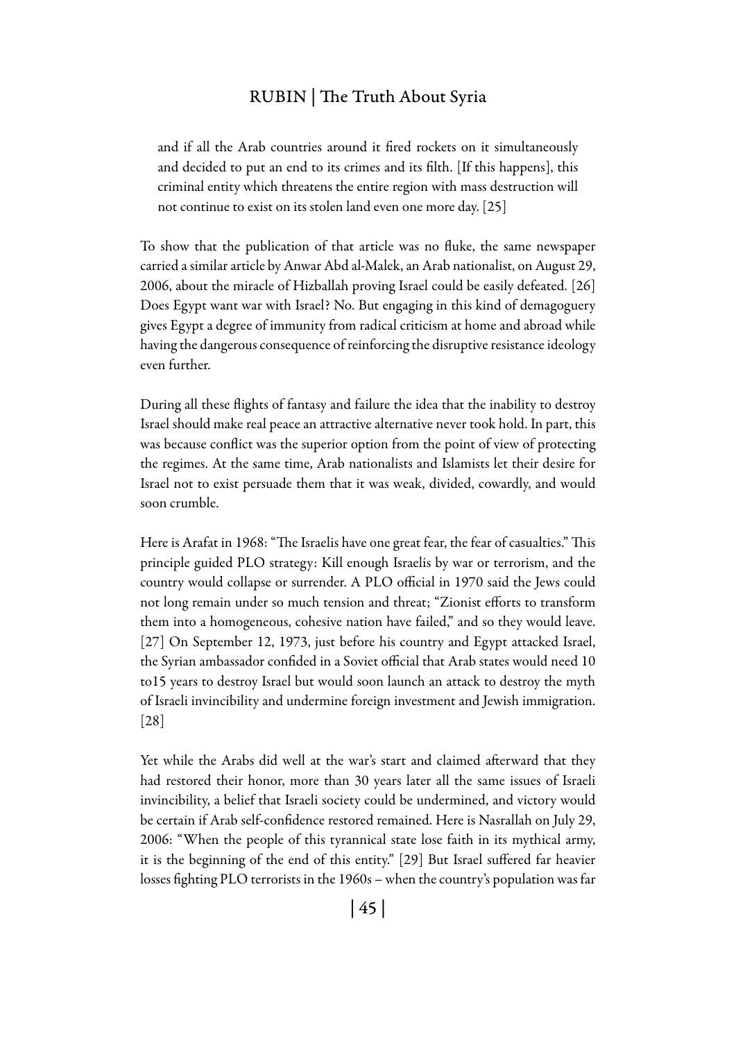> and if all the Arab countries around it fired rockets on it simultaneously and decided to put an end to its crimes and its filth. [If this happens], this criminal entity which threatens the entire region with mass destruction will not continue to exist on its stolen land even one more day. [25]

To show that the publication of that article was no fluke, the same newspaper carried a similar article by Anwar Abd al-Malek, an Arab nationalist, on August 29, 2006, about the miracle of Hizballah proving Israel could be easily defeated. [26] Does Egypt want war with Israel? No. But engaging in this kind of demagoguery gives Egypt a degree of immunity from radical criticism at home and abroad while having the dangerous consequence of reinforcing the disruptive resistance ideology even further.

During all these flights of fantasy and failure the idea that the inability to destroy Israel should make real peace an attractive alternative never took hold. In part, this was because conflict was the superior option from the point of view of protecting the regimes. At the same time, Arab nationalists and Islamists let their desire for Israel not to exist persuade them that it was weak, divided, cowardly, and would soon crumble.

Here is Arafat in 1968: "The Israelis have one great fear, the fear of casualties." This principle guided PLO strategy: Kill enough Israelis by war or terrorism, and the country would collapse or surrender. A PLO official in 1970 said the Jews could not long remain under so much tension and threat; "Zionist efforts to transform them into a homogeneous, cohesive nation have failed," and so they would leave. [27] On September 12, 1973, just before his country and Egypt attacked Israel, the Syrian ambassador confided in a Soviet official that Arab states would need 10 to15 years to destroy Israel but would soon launch an attack to destroy the myth of Israeli invincibility and undermine foreign investment and Jewish immigration. [28]

Yet while the Arabs did well at the war's start and claimed afterward that they had restored their honor, more than 30 years later all the same issues of Israeli invincibility, a belief that Israeli society could be undermined, and victory would be certain if Arab self-confidence restored remained. Here is Nasrallah on July 29, 2006: "When the people of this tyrannical state lose faith in its mythical army, it is the beginning of the end of this entity." [29] But Israel suffered far heavier losses fighting PLO terrorists in the 1960s – when the country's population was far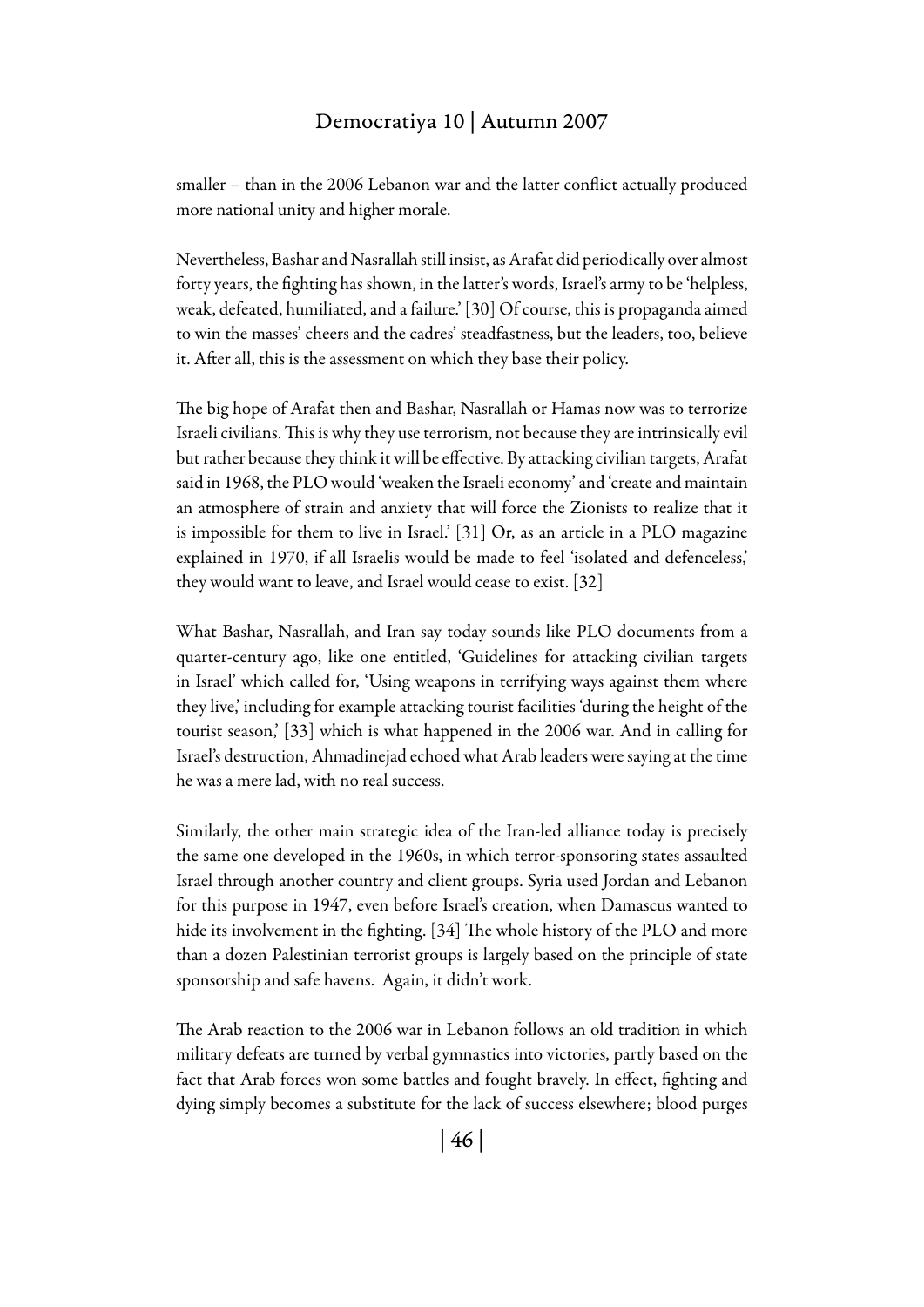smaller – than in the 2006 Lebanon war and the latter conflict actually produced more national unity and higher morale.

Nevertheless, Bashar and Nasrallah still insist, as Arafat did periodically over almost forty years, the fighting has shown, in the latter's words, Israel's army to be 'helpless, weak, defeated, humiliated, and a failure.' [30] Of course, this is propaganda aimed to win the masses' cheers and the cadres' steadfastness, but the leaders, too, believe it. After all, this is the assessment on which they base their policy.

The big hope of Arafat then and Bashar, Nasrallah or Hamas now was to terrorize Israeli civilians. This is why they use terrorism, not because they are intrinsically evil but rather because they think it will be effective. By attacking civilian targets, Arafat said in 1968, the PLO would 'weaken the Israeli economy' and 'create and maintain an atmosphere of strain and anxiety that will force the Zionists to realize that it is impossible for them to live in Israel.' [31] Or, as an article in a PLO magazine explained in 1970, if all Israelis would be made to feel 'isolated and defenceless,' they would want to leave, and Israel would cease to exist. [32]

What Bashar, Nasrallah, and Iran say today sounds like PLO documents from a quarter-century ago, like one entitled, 'Guidelines for attacking civilian targets in Israel' which called for, 'Using weapons in terrifying ways against them where they live,' including for example attacking tourist facilities 'during the height of the tourist season,' [33] which is what happened in the 2006 war. And in calling for Israel's destruction, Ahmadinejad echoed what Arab leaders were saying at the time he was a mere lad, with no real success.

Similarly, the other main strategic idea of the Iran-led alliance today is precisely the same one developed in the 1960s, in which terror-sponsoring states assaulted Israel through another country and client groups. Syria used Jordan and Lebanon for this purpose in 1947, even before Israel's creation, when Damascus wanted to hide its involvement in the fighting. [34] The whole history of the PLO and more than a dozen Palestinian terrorist groups is largely based on the principle of state sponsorship and safe havens. Again, it didn't work.

The Arab reaction to the 2006 war in Lebanon follows an old tradition in which military defeats are turned by verbal gymnastics into victories, partly based on the fact that Arab forces won some battles and fought bravely. In effect, fighting and dying simply becomes a substitute for the lack of success elsewhere; blood purges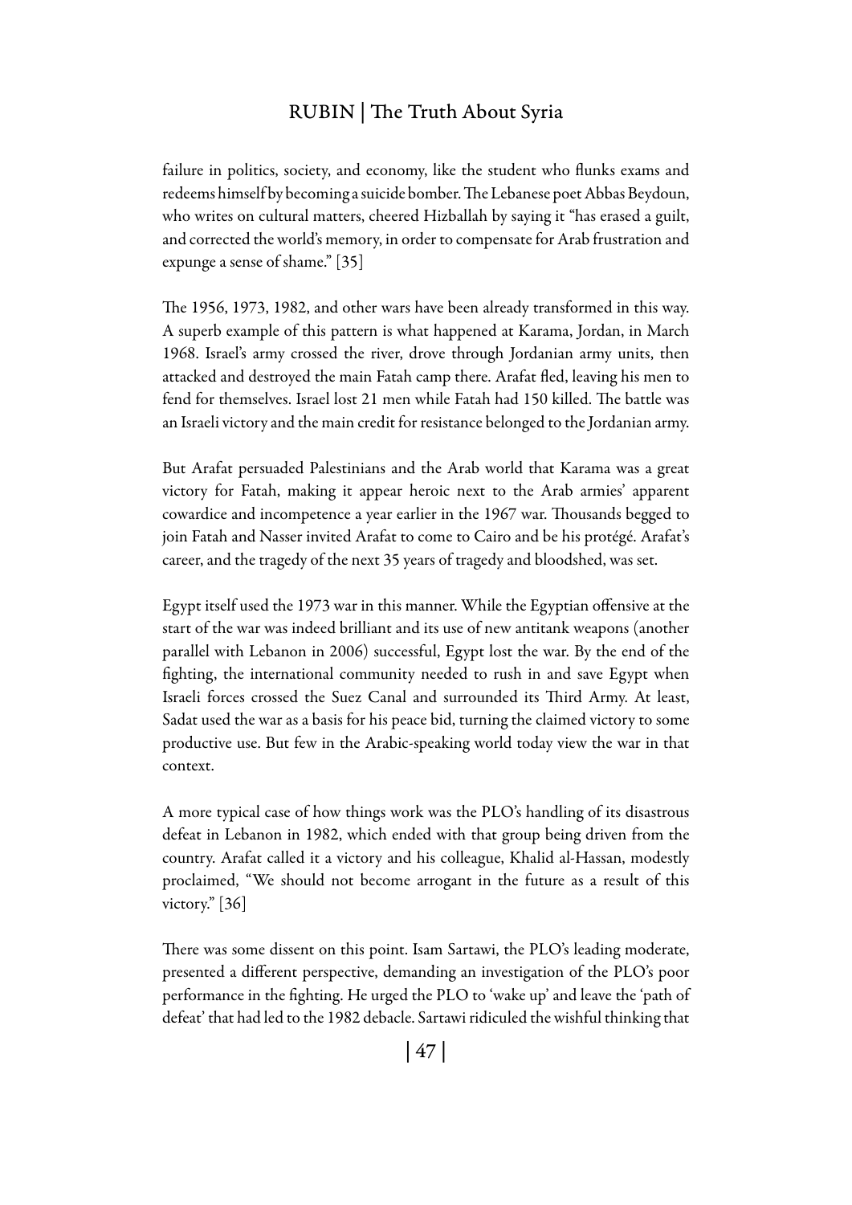failure in politics, society, and economy, like the student who flunks exams and redeems himself by becoming a suicide bomber. The Lebanese poet Abbas Beydoun, who writes on cultural matters, cheered Hizballah by saying it "has erased a guilt, and corrected the world's memory, in order to compensate for Arab frustration and expunge a sense of shame." [35]

The 1956, 1973, 1982, and other wars have been already transformed in this way. A superb example of this pattern is what happened at Karama, Jordan, in March 1968. Israel's army crossed the river, drove through Jordanian army units, then attacked and destroyed the main Fatah camp there. Arafat fled, leaving his men to fend for themselves. Israel lost 21 men while Fatah had 150 killed. The battle was an Israeli victory and the main credit for resistance belonged to the Jordanian army.

But Arafat persuaded Palestinians and the Arab world that Karama was a great victory for Fatah, making it appear heroic next to the Arab armies' apparent cowardice and incompetence a year earlier in the 1967 war. Thousands begged to join Fatah and Nasser invited Arafat to come to Cairo and be his protégé. Arafat's career, and the tragedy of the next 35 years of tragedy and bloodshed, was set.

Egypt itself used the 1973 war in this manner. While the Egyptian offensive at the start of the war was indeed brilliant and its use of new antitank weapons (another parallel with Lebanon in 2006) successful, Egypt lost the war. By the end of the fighting, the international community needed to rush in and save Egypt when Israeli forces crossed the Suez Canal and surrounded its Third Army. At least, Sadat used the war as a basis for his peace bid, turning the claimed victory to some productive use. But few in the Arabic-speaking world today view the war in that context.

A more typical case of how things work was the PLO's handling of its disastrous defeat in Lebanon in 1982, which ended with that group being driven from the country. Arafat called it a victory and his colleague, Khalid al-Hassan, modestly proclaimed, "We should not become arrogant in the future as a result of this victory." [36]

There was some dissent on this point. Isam Sartawi, the PLO's leading moderate, presented a different perspective, demanding an investigation of the PLO's poor performance in the fighting. He urged the PLO to 'wake up' and leave the 'path of defeat' that had led to the 1982 debacle. Sartawi ridiculed the wishful thinking that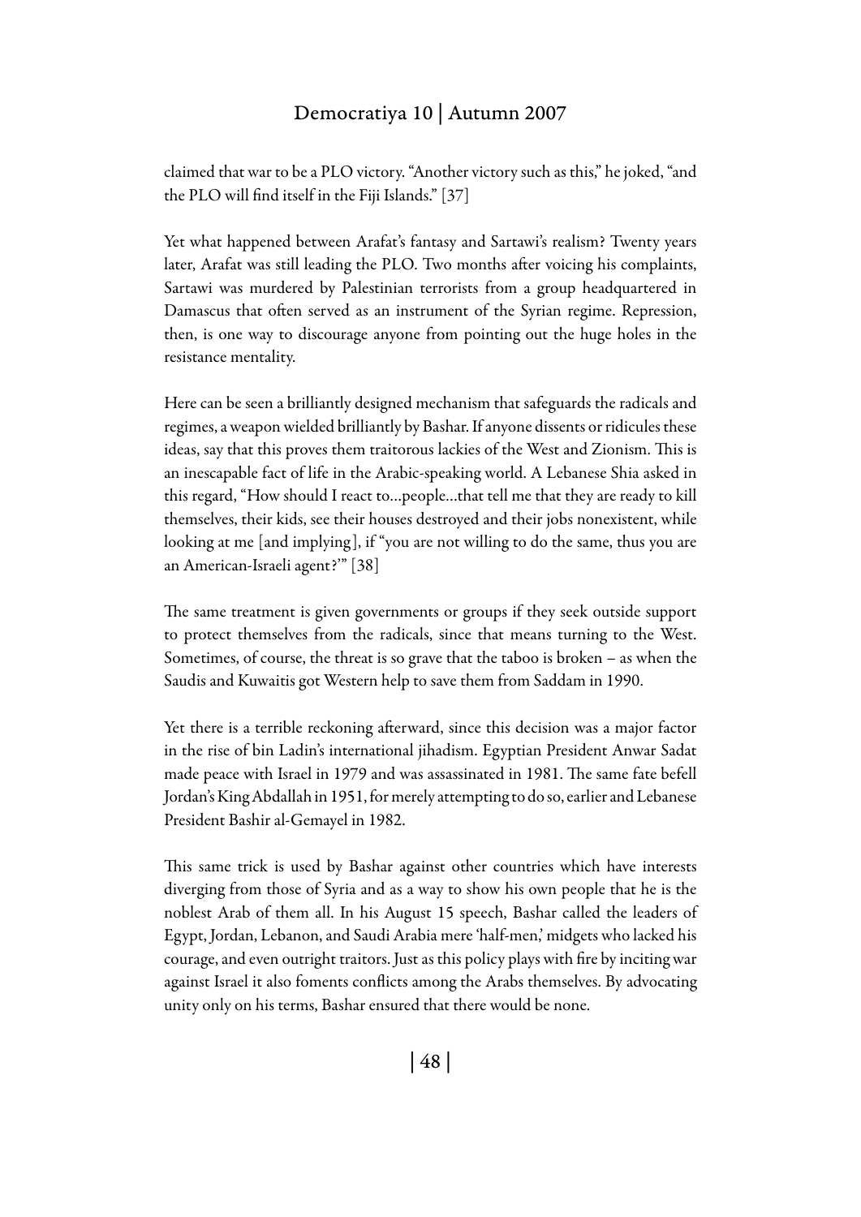claimed that war to be a PLO victory. "Another victory such as this," he joked, "and the PLO will find itself in the Fiji Islands." [37]

Yet what happened between Arafat's fantasy and Sartawi's realism? Twenty years later, Arafat was still leading the PLO. Two months after voicing his complaints, Sartawi was murdered by Palestinian terrorists from a group headquartered in Damascus that often served as an instrument of the Syrian regime. Repression, then, is one way to discourage anyone from pointing out the huge holes in the resistance mentality.

Here can be seen a brilliantly designed mechanism that safeguards the radicals and regimes, a weapon wielded brilliantly by Bashar. If anyone dissents or ridicules these ideas, say that this proves them traitorous lackies of the West and Zionism. This is an inescapable fact of life in the Arabic-speaking world. A Lebanese Shia asked in this regard, "How should I react to…people…that tell me that they are ready to kill themselves, their kids, see their houses destroyed and their jobs nonexistent, while looking at me [and implying], if "you are not willing to do the same, thus you are an American-Israeli agent?'" [38]

The same treatment is given governments or groups if they seek outside support to protect themselves from the radicals, since that means turning to the West. Sometimes, of course, the threat is so grave that the taboo is broken – as when the Saudis and Kuwaitis got Western help to save them from Saddam in 1990.

Yet there is a terrible reckoning afterward, since this decision was a major factor in the rise of bin Ladin's international jihadism. Egyptian President Anwar Sadat made peace with Israel in 1979 and was assassinated in 1981. The same fate befell Jordan's King Abdallah in 1951, for merely attempting to do so, earlier and Lebanese President Bashir al-Gemayel in 1982.

This same trick is used by Bashar against other countries which have interests diverging from those of Syria and as a way to show his own people that he is the noblest Arab of them all. In his August 15 speech, Bashar called the leaders of Egypt, Jordan, Lebanon, and Saudi Arabia mere 'half-men,' midgets who lacked his courage, and even outright traitors. Just as this policy plays with fire by inciting war against Israel it also foments conflicts among the Arabs themselves. By advocating unity only on his terms, Bashar ensured that there would be none.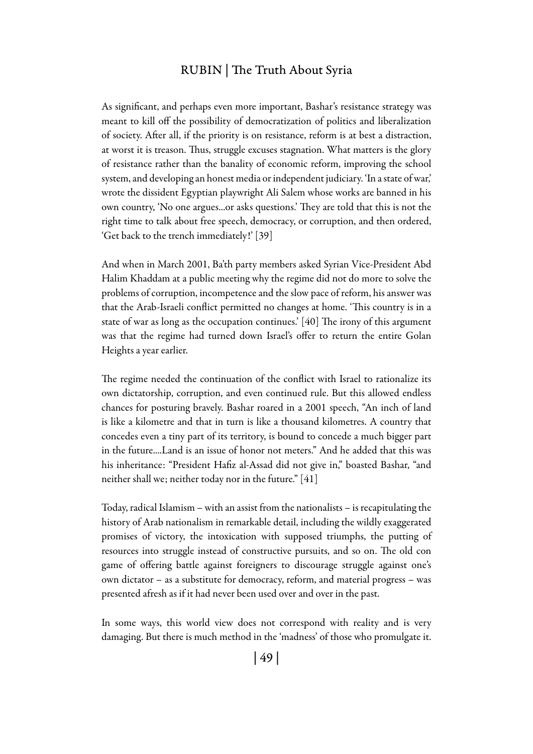As significant, and perhaps even more important, Bashar's resistance strategy was meant to kill off the possibility of democratization of politics and liberalization of society. After all, if the priority is on resistance, reform is at best a distraction, at worst it is treason. Thus, struggle excuses stagnation. What matters is the glory of resistance rather than the banality of economic reform, improving the school system, and developing an honest media or independent judiciary. 'In a state of war,' wrote the dissident Egyptian playwright Ali Salem whose works are banned in his own country, 'No one argues...or asks questions.' They are told that this is not the right time to talk about free speech, democracy, or corruption, and then ordered, 'Get back to the trench immediately!' [39]

And when in March 2001, Ba'th party members asked Syrian Vice-President Abd Halim Khaddam at a public meeting why the regime did not do more to solve the problems of corruption, incompetence and the slow pace of reform, his answer was that the Arab-Israeli conflict permitted no changes at home. 'This country is in a state of war as long as the occupation continues.' [40] The irony of this argument was that the regime had turned down Israel's offer to return the entire Golan Heights a year earlier.

The regime needed the continuation of the conflict with Israel to rationalize its own dictatorship, corruption, and even continued rule. But this allowed endless chances for posturing bravely. Bashar roared in a 2001 speech, "An inch of land is like a kilometre and that in turn is like a thousand kilometres. A country that concedes even a tiny part of its territory, is bound to concede a much bigger part in the future....Land is an issue of honor not meters." And he added that this was his inheritance: "President Hafiz al-Assad did not give in," boasted Bashar, "and neither shall we; neither today nor in the future." [41]

Today, radical Islamism – with an assist from the nationalists – is recapitulating the history of Arab nationalism in remarkable detail, including the wildly exaggerated promises of victory, the intoxication with supposed triumphs, the putting of resources into struggle instead of constructive pursuits, and so on. The old con game of offering battle against foreigners to discourage struggle against one's own dictator – as a substitute for democracy, reform, and material progress – was presented afresh as if it had never been used over and over in the past.

In some ways, this world view does not correspond with reality and is very damaging. But there is much method in the 'madness' of those who promulgate it.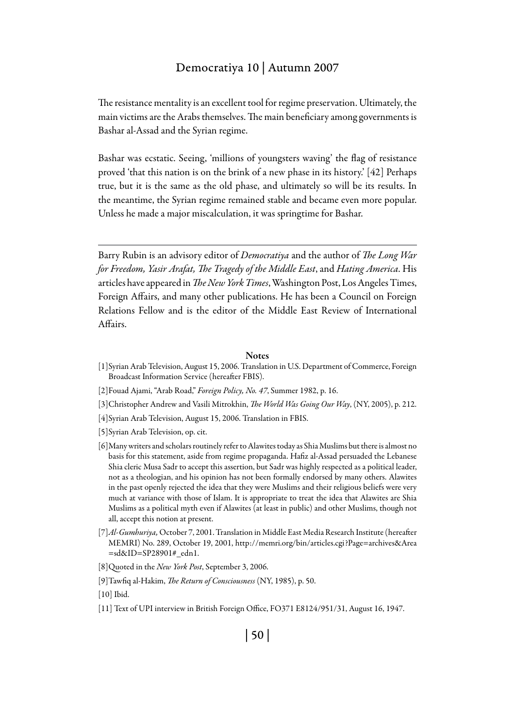The resistance mentality is an excellent tool for regime preservation. Ultimately, the main victims are the Arabs themselves. The main beneficiary among governments is Bashar al-Assad and the Syrian regime.

Bashar was ecstatic. Seeing, 'millions of youngsters waving' the flag of resistance proved 'that this nation is on the brink of a new phase in its history.' [42] Perhaps true, but it is the same as the old phase, and ultimately so will be its results. In the meantime, the Syrian regime remained stable and became even more popular. Unless he made a major miscalculation, it was springtime for Bashar.

---

Barry Rubin is an advisory editor of *Democratiya* and the author of *The Long War for Freedom, Yasir Arafat, The Tragedy of the Middle East*, and *Hating America*. His articles have appeared in *The New York Times*, Washington Post, Los Angeles Times, Foreign Affairs, and many other publications. He has been a Council on Foreign Relations Fellow and is the editor of the Middle East Review of International Affairs.

## Notes

[1] Syrian Arab Television, August 15, 2006. Translation in U.S. Department of Commerce, Foreign Broadcast Information Service (hereafter FBIS).

[2] Fouad Ajami, "Arab Road," *Foreign Policy, No. 47*, Summer 1982, p. 16.

[3] Christopher Andrew and Vasili Mitrokhin, *The World Was Going Our Way*, (NY, 2005), p. 212.

[4] Syrian Arab Television, August 15, 2006. Translation in FBIS.

[5] Syrian Arab Television, op. cit.

[6] Many writers and scholars routinely refer to Alawites today as Shia Muslims but there is almost no basis for this statement, aside from regime propaganda. Hafiz al-Assad persuaded the Lebanese Shia cleric Musa Sadr to accept this assertion, but Sadr was highly respected as a political leader, not as a theologian, and his opinion has not been formally endorsed by many others. Alawites in the past openly rejected the idea that they were Muslims and their religious beliefs were very much at variance with those of Islam. It is appropriate to treat the idea that Alawites are Shia Muslims as a political myth even if Alawites (at least in public) and other Muslims, though not all, accept this notion at present.

[7] *Al-Gumhuriya,* October 7, 2001. Translation in Middle East Media Research Institute (hereafter MEMRI) No. 289, October 19, 2001, http://memri.org/bin/articles.cgi?Page=archives&Area=sd&ID=SP28901#_edn1.

[8] Quoted in the *New York Post*, September 3, 2006.

[9] Tawfiq al-Hakim, *The Return of Consciousness* (NY, 1985), p. 50.

[10] Ibid.

[11] Text of UPI interview in British Foreign Office, FO371 E8124/951/31, August 16, 1947.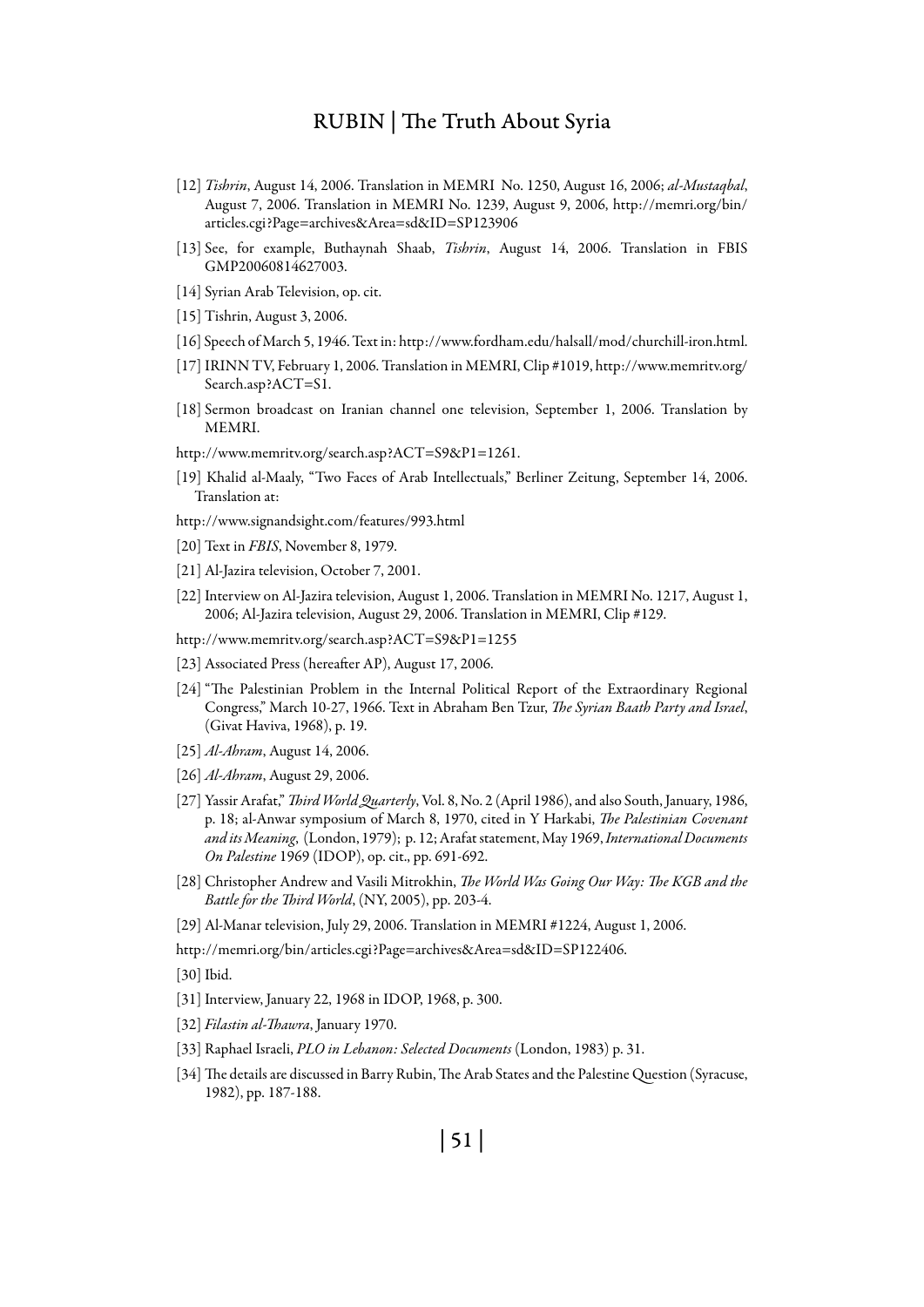[12] *Tishrin*, August 14, 2006. Translation in MEMRI No. 1250, August 16, 2006; *al-Mustaqbal*, August 7, 2006. Translation in MEMRI No. 1239, August 9, 2006, http://memri.org/bin/articles.cgi?Page=archives&Area=sd&ID=SP123906

[13] See, for example, Buthaynah Shaab, *Tishrin*, August 14, 2006. Translation in FBIS GMP20060814627003.

[14] Syrian Arab Television, op. cit.

[15] Tishrin, August 3, 2006.

[16] Speech of March 5, 1946. Text in: http://www.fordham.edu/halsall/mod/churchill-iron.html.

[17] IRINN TV, February 1, 2006. Translation in MEMRI, Clip #1019, http://www.memritv.org/Search.asp?ACT=S1.

[18] Sermon broadcast on Iranian channel one television, September 1, 2006. Translation by MEMRI.

http://www.memritv.org/search.asp?ACT=S9&P1=1261.

[19] Khalid al-Maaly, "Two Faces of Arab Intellectuals," Berliner Zeitung, September 14, 2006. Translation at:

http://www.signandsight.com/features/993.html

[20] Text in *FBIS*, November 8, 1979.

[21] Al-Jazira television, October 7, 2001.

[22] Interview on Al-Jazira television, August 1, 2006. Translation in MEMRI No. 1217, August 1, 2006; Al-Jazira television, August 29, 2006. Translation in MEMRI, Clip #129.

http://www.memritv.org/search.asp?ACT=S9&P1=1255

[23] Associated Press (hereafter AP), August 17, 2006.

[24] "The Palestinian Problem in the Internal Political Report of the Extraordinary Regional Congress," March 10-27, 1966. Text in Abraham Ben Tzur, *The Syrian Baath Party and Israel*, (Givat Haviva, 1968), p. 19.

[25] *Al-Ahram*, August 14, 2006.

[26] *Al-Ahram*, August 29, 2006.

[27] Yassir Arafat," *Third World Quarterly*, Vol. 8, No. 2 (April 1986), and also South, January, 1986, p. 18; al-Anwar symposium of March 8, 1970, cited in Y Harkabi, *The Palestinian Covenant and its Meaning*, (London, 1979); p. 12; Arafat statement, May 1969, *International Documents On Palestine* 1969 (IDOP), op. cit., pp. 691-692.

[28] Christopher Andrew and Vasili Mitrokhin, *The World Was Going Our Way: The KGB and the Battle for the Third World*, (NY, 2005), pp. 203-4.

[29] Al-Manar television, July 29, 2006. Translation in MEMRI #1224, August 1, 2006.

http://memri.org/bin/articles.cgi?Page=archives&Area=sd&ID=SP122406.

[30] Ibid.

[31] Interview, January 22, 1968 in IDOP, 1968, p. 300.

[32] *Filastin al-Thawra*, January 1970.

[33] Raphael Israeli, *PLO in Lebanon: Selected Documents* (London, 1983) p. 31.

[34] The details are discussed in Barry Rubin, The Arab States and the Palestine Question (Syracuse, 1982), pp. 187-188.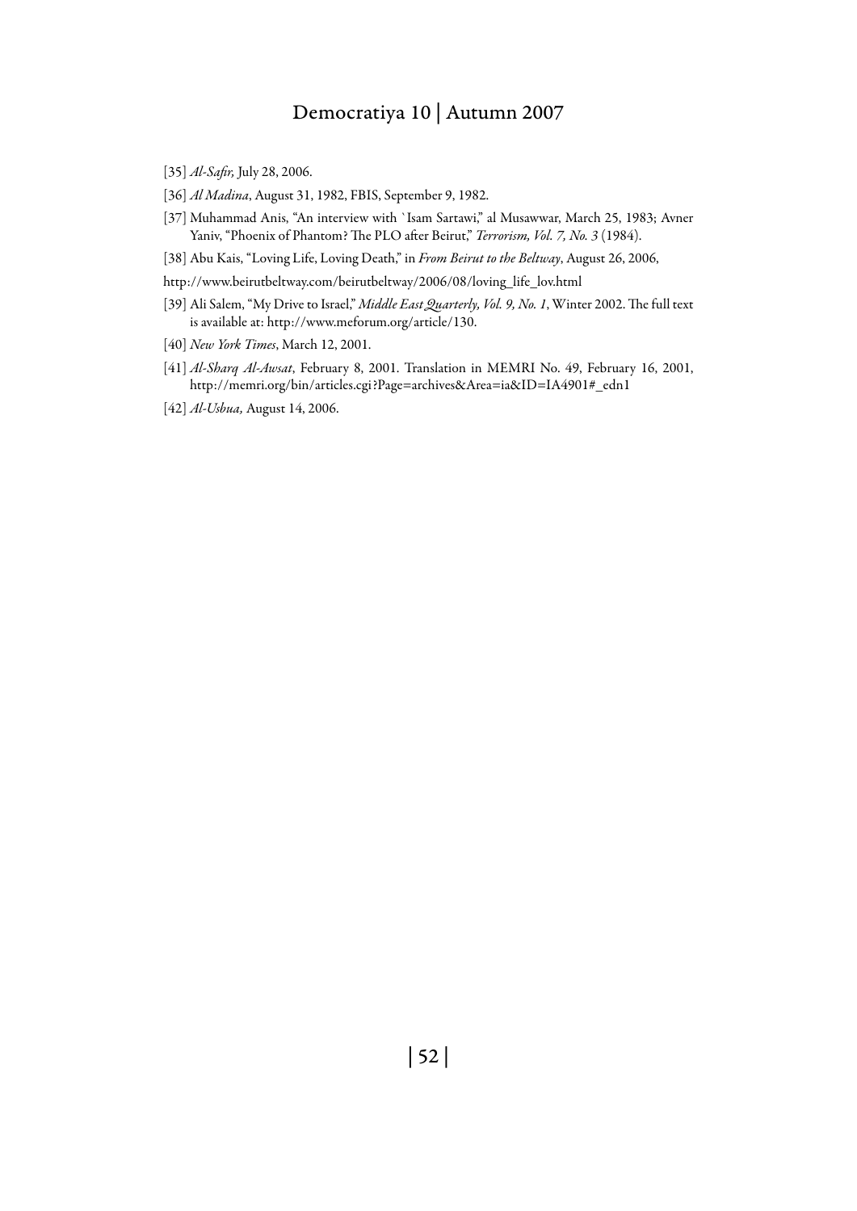[35] *Al-Safir,* July 28, 2006.

[36] *Al Madina*, August 31, 1982, FBIS, September 9, 1982.

[37] Muhammad Anis, "An interview with `Isam Sartawi," al Musawwar, March 25, 1983; Avner Yaniv, "Phoenix of Phantom? The PLO after Beirut," *Terrorism, Vol. 7, No. 3* (1984).

[38] Abu Kais, "Loving Life, Loving Death," in *From Beirut to the Beltway*, August 26, 2006,

http://www.beirutbeltway.com/beirutbeltway/2006/08/loving_life_lov.html

[39] Ali Salem, "My Drive to Israel," *Middle East Quarterly, Vol. 9, No. 1*, Winter 2002. The full text is available at: http://www.meforum.org/article/130.

[40] *New York Times*, March 12, 2001.

[41] *Al-Sharq Al-Awsat*, February 8, 2001. Translation in MEMRI No. 49, February 16, 2001, http://memri.org/bin/articles.cgi?Page=archives&Area=ia&ID=IA4901#_edn1

[42] *Al-Usbua,* August 14, 2006.